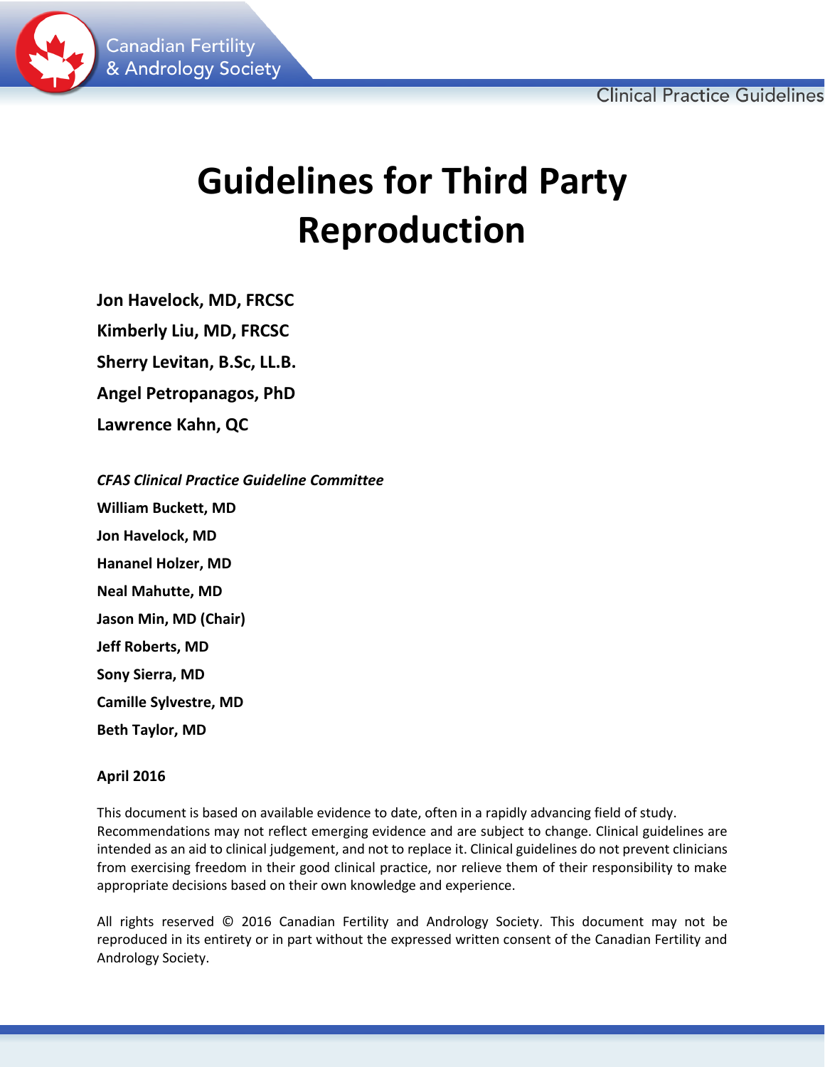Canadian Fertility & Andrology Society

Clinical Practice Guidelines

# Guidelines for Third Party Reproduction

**Jon Havelock, MD, FRCSC**

**Kimberly Liu, MD, FRCSC**

**Sherry Levitan, B.Sc, LL.B.**

**Angel Petropanagos, PhD**

**Lawrence Kahn, QC**

***CFAS Clinical Practice Guideline Committee***

**William Buckett, MD**

**Jon Havelock, MD**

**Hananel Holzer, MD**

**Neal Mahutte, MD**

**Jason Min, MD (Chair)**

**Jeff Roberts, MD**

**Sony Sierra, MD**

**Camille Sylvestre, MD**

**Beth Taylor, MD**

**April 2016**

This document is based on available evidence to date, often in a rapidly advancing field of study. Recommendations may not reflect emerging evidence and are subject to change. Clinical guidelines are intended as an aid to clinical judgement, and not to replace it. Clinical guidelines do not prevent clinicians from exercising freedom in their good clinical practice, nor relieve them of their responsibility to make appropriate decisions based on their own knowledge and experience.

All rights reserved © 2016 Canadian Fertility and Andrology Society. This document may not be reproduced in its entirety or in part without the expressed written consent of the Canadian Fertility and Andrology Society.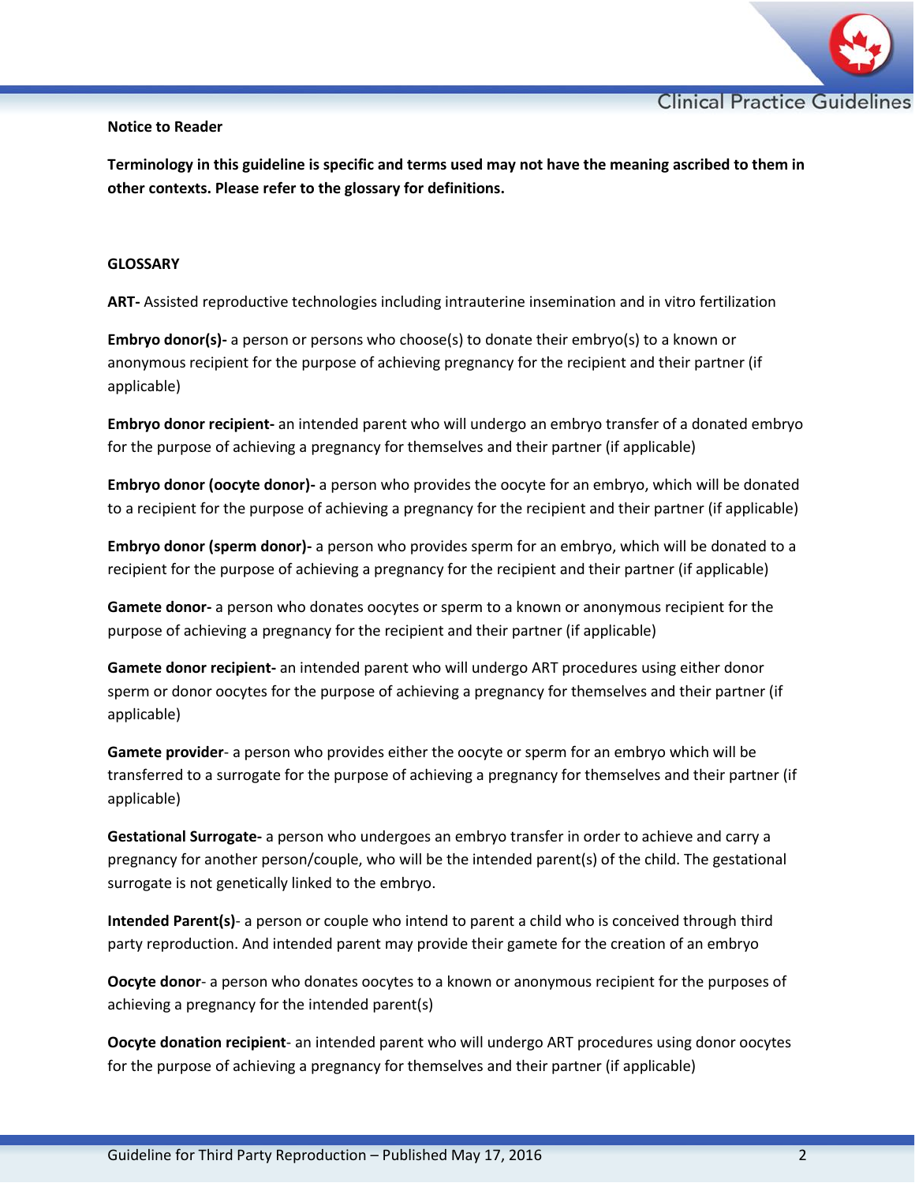**Notice to Reader**

**Terminology in this guideline is specific and terms used may not have the meaning ascribed to them in other contexts. Please refer to the glossary for definitions.**

**GLOSSARY**

**ART-** Assisted reproductive technologies including intrauterine insemination and in vitro fertilization

**Embryo donor(s)-** a person or persons who choose(s) to donate their embryo(s) to a known or anonymous recipient for the purpose of achieving pregnancy for the recipient and their partner (if applicable)

**Embryo donor recipient-** an intended parent who will undergo an embryo transfer of a donated embryo for the purpose of achieving a pregnancy for themselves and their partner (if applicable)

**Embryo donor (oocyte donor)-** a person who provides the oocyte for an embryo, which will be donated to a recipient for the purpose of achieving a pregnancy for the recipient and their partner (if applicable)

**Embryo donor (sperm donor)-** a person who provides sperm for an embryo, which will be donated to a recipient for the purpose of achieving a pregnancy for the recipient and their partner (if applicable)

**Gamete donor-** a person who donates oocytes or sperm to a known or anonymous recipient for the purpose of achieving a pregnancy for the recipient and their partner (if applicable)

**Gamete donor recipient-** an intended parent who will undergo ART procedures using either donor sperm or donor oocytes for the purpose of achieving a pregnancy for themselves and their partner (if applicable)

**Gamete provider**- a person who provides either the oocyte or sperm for an embryo which will be transferred to a surrogate for the purpose of achieving a pregnancy for themselves and their partner (if applicable)

**Gestational Surrogate-** a person who undergoes an embryo transfer in order to achieve and carry a pregnancy for another person/couple, who will be the intended parent(s) of the child. The gestational surrogate is not genetically linked to the embryo.

**Intended Parent(s)**- a person or couple who intend to parent a child who is conceived through third party reproduction. And intended parent may provide their gamete for the creation of an embryo

**Oocyte donor**- a person who donates oocytes to a known or anonymous recipient for the purposes of achieving a pregnancy for the intended parent(s)

**Oocyte donation recipient**- an intended parent who will undergo ART procedures using donor oocytes for the purpose of achieving a pregnancy for themselves and their partner (if applicable)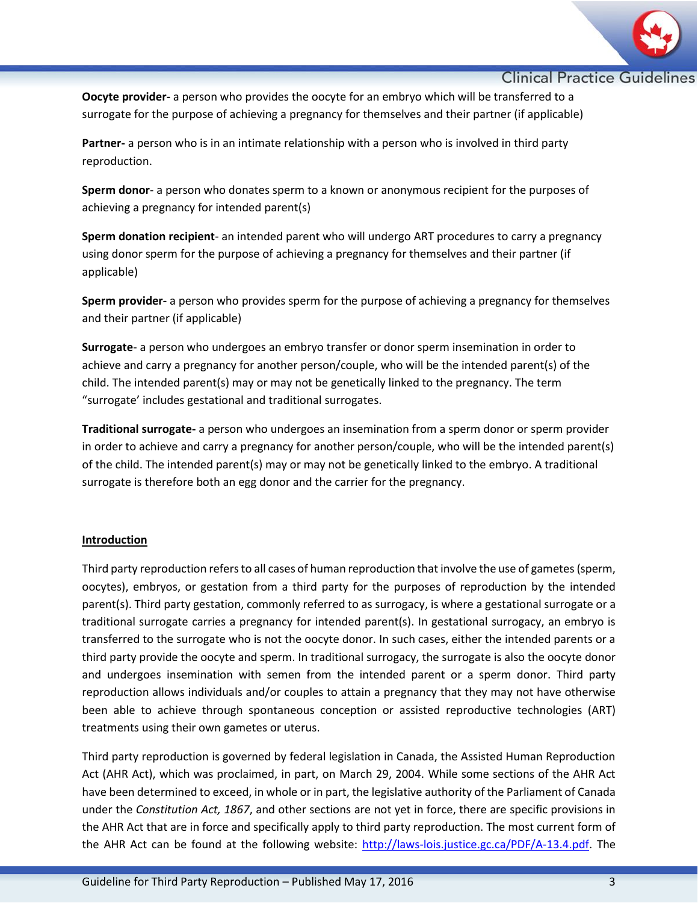**Oocyte provider-** a person who provides the oocyte for an embryo which will be transferred to a surrogate for the purpose of achieving a pregnancy for themselves and their partner (if applicable)

**Partner-** a person who is in an intimate relationship with a person who is involved in third party reproduction.

**Sperm donor**- a person who donates sperm to a known or anonymous recipient for the purposes of achieving a pregnancy for intended parent(s)

**Sperm donation recipient**- an intended parent who will undergo ART procedures to carry a pregnancy using donor sperm for the purpose of achieving a pregnancy for themselves and their partner (if applicable)

**Sperm provider-** a person who provides sperm for the purpose of achieving a pregnancy for themselves and their partner (if applicable)

**Surrogate**- a person who undergoes an embryo transfer or donor sperm insemination in order to achieve and carry a pregnancy for another person/couple, who will be the intended parent(s) of the child. The intended parent(s) may or may not be genetically linked to the pregnancy. The term "surrogate' includes gestational and traditional surrogates.

**Traditional surrogate-** a person who undergoes an insemination from a sperm donor or sperm provider in order to achieve and carry a pregnancy for another person/couple, who will be the intended parent(s) of the child. The intended parent(s) may or may not be genetically linked to the embryo. A traditional surrogate is therefore both an egg donor and the carrier for the pregnancy.

## Introduction

Third party reproduction refers to all cases of human reproduction that involve the use of gametes (sperm, oocytes), embryos, or gestation from a third party for the purposes of reproduction by the intended parent(s). Third party gestation, commonly referred to as surrogacy, is where a gestational surrogate or a traditional surrogate carries a pregnancy for intended parent(s). In gestational surrogacy, an embryo is transferred to the surrogate who is not the oocyte donor. In such cases, either the intended parents or a third party provide the oocyte and sperm. In traditional surrogacy, the surrogate is also the oocyte donor and undergoes insemination with semen from the intended parent or a sperm donor. Third party reproduction allows individuals and/or couples to attain a pregnancy that they may not have otherwise been able to achieve through spontaneous conception or assisted reproductive technologies (ART) treatments using their own gametes or uterus.

Third party reproduction is governed by federal legislation in Canada, the Assisted Human Reproduction Act (AHR Act), which was proclaimed, in part, on March 29, 2004. While some sections of the AHR Act have been determined to exceed, in whole or in part, the legislative authority of the Parliament of Canada under the *Constitution Act, 1867*, and other sections are not yet in force, there are specific provisions in the AHR Act that are in force and specifically apply to third party reproduction. The most current form of the AHR Act can be found at the following website: [http://laws-lois.justice.gc.ca/PDF/A-13.4.pdf](http://laws-lois.justice.gc.ca/PDF/A-13.4.pdf). The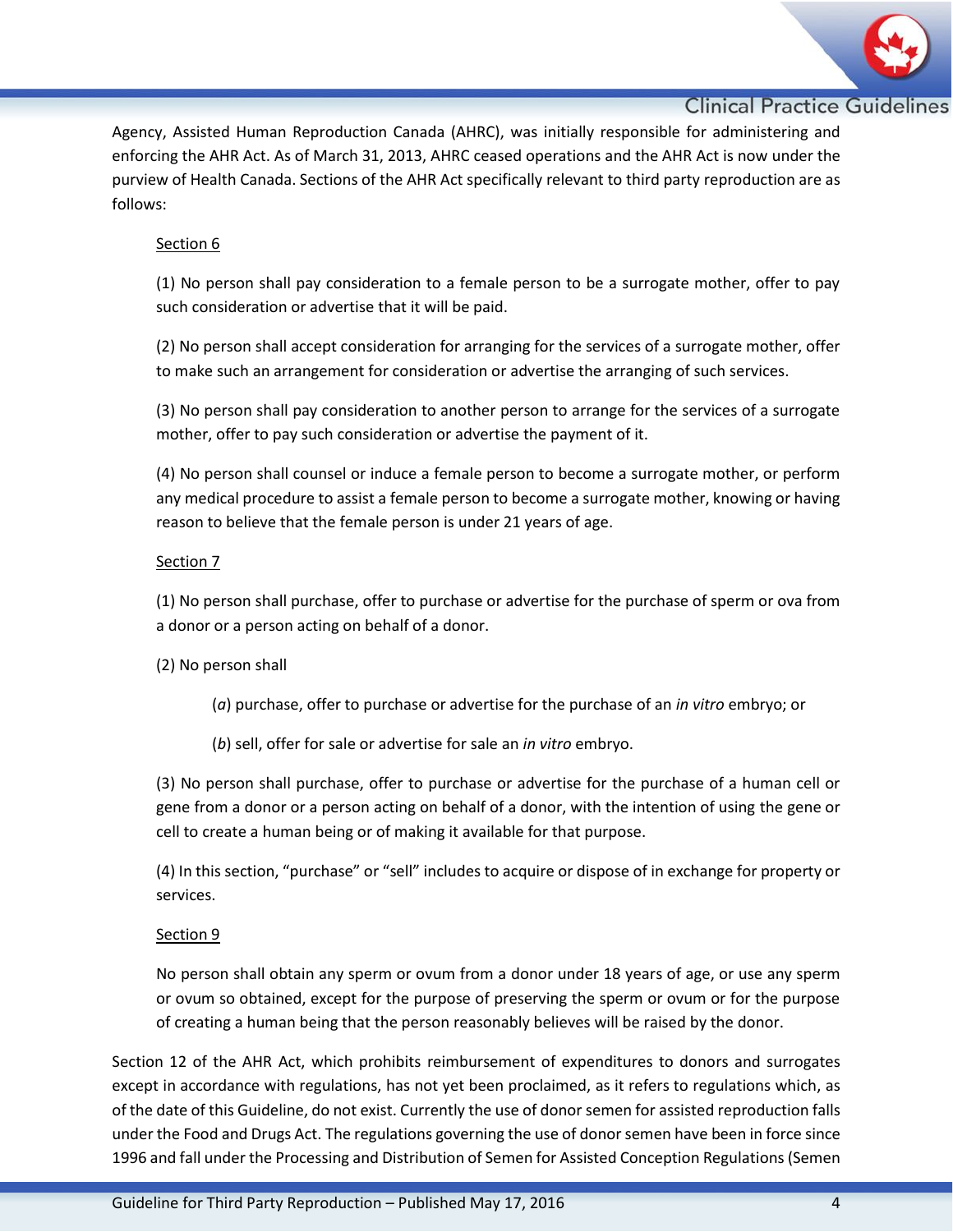Agency, Assisted Human Reproduction Canada (AHRC), was initially responsible for administering and enforcing the AHR Act. As of March 31, 2013, AHRC ceased operations and the AHR Act is now under the purview of Health Canada. Sections of the AHR Act specifically relevant to third party reproduction are as follows:

> <u>Section 6</u>
>
> (1) No person shall pay consideration to a female person to be a surrogate mother, offer to pay such consideration or advertise that it will be paid.
>
> (2) No person shall accept consideration for arranging for the services of a surrogate mother, offer to make such an arrangement for consideration or advertise the arranging of such services.
>
> (3) No person shall pay consideration to another person to arrange for the services of a surrogate mother, offer to pay such consideration or advertise the payment of it.
>
> (4) No person shall counsel or induce a female person to become a surrogate mother, or perform any medical procedure to assist a female person to become a surrogate mother, knowing or having reason to believe that the female person is under 21 years of age.
>
> <u>Section 7</u>
>
> (1) No person shall purchase, offer to purchase or advertise for the purchase of sperm or ova from a donor or a person acting on behalf of a donor.
>
> (2) No person shall
>
> > (*a*) purchase, offer to purchase or advertise for the purchase of an *in vitro* embryo; or
> >
> > (*b*) sell, offer for sale or advertise for sale an *in vitro* embryo.
>
> (3) No person shall purchase, offer to purchase or advertise for the purchase of a human cell or gene from a donor or a person acting on behalf of a donor, with the intention of using the gene or cell to create a human being or of making it available for that purpose.
>
> (4) In this section, "purchase" or "sell" includes to acquire or dispose of in exchange for property or services.
>
> <u>Section 9</u>
>
> No person shall obtain any sperm or ovum from a donor under 18 years of age, or use any sperm or ovum so obtained, except for the purpose of preserving the sperm or ovum or for the purpose of creating a human being that the person reasonably believes will be raised by the donor.

Section 12 of the AHR Act, which prohibits reimbursement of expenditures to donors and surrogates except in accordance with regulations, has not yet been proclaimed, as it refers to regulations which, as of the date of this Guideline, do not exist. Currently the use of donor semen for assisted reproduction falls under the Food and Drugs Act. The regulations governing the use of donor semen have been in force since 1996 and fall under the Processing and Distribution of Semen for Assisted Conception Regulations (Semen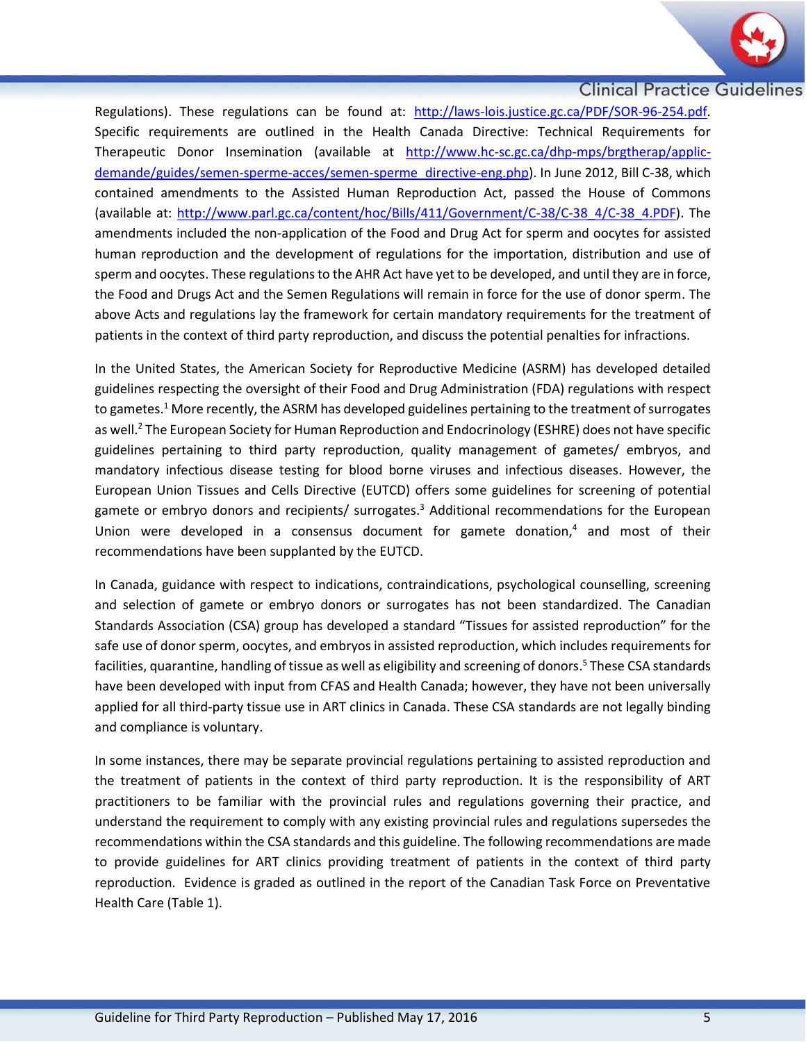Regulations). These regulations can be found at: http://laws-lois.justice.gc.ca/PDF/SOR-96-254.pdf. Specific requirements are outlined in the Health Canada Directive: Technical Requirements for Therapeutic Donor Insemination (available at http://www.hc-sc.gc.ca/dhp-mps/brgtherap/applic-demande/guides/semen-sperme-acces/semen-sperme_directive-eng.php). In June 2012, Bill C-38, which contained amendments to the Assisted Human Reproduction Act, passed the House of Commons (available at: http://www.parl.gc.ca/content/hoc/Bills/411/Government/C-38/C-38_4/C-38_4.PDF). The amendments included the non-application of the Food and Drug Act for sperm and oocytes for assisted human reproduction and the development of regulations for the importation, distribution and use of sperm and oocytes. These regulations to the AHR Act have yet to be developed, and until they are in force, the Food and Drugs Act and the Semen Regulations will remain in force for the use of donor sperm. The above Acts and regulations lay the framework for certain mandatory requirements for the treatment of patients in the context of third party reproduction, and discuss the potential penalties for infractions.

In the United States, the American Society for Reproductive Medicine (ASRM) has developed detailed guidelines respecting the oversight of their Food and Drug Administration (FDA) regulations with respect to gametes.[1] More recently, the ASRM has developed guidelines pertaining to the treatment of surrogates as well.[2] The European Society for Human Reproduction and Endocrinology (ESHRE) does not have specific guidelines pertaining to third party reproduction, quality management of gametes/ embryos, and mandatory infectious disease testing for blood borne viruses and infectious diseases. However, the European Union Tissues and Cells Directive (EUTCD) offers some guidelines for screening of potential gamete or embryo donors and recipients/ surrogates.[3] Additional recommendations for the European Union were developed in a consensus document for gamete donation,[4] and most of their recommendations have been supplanted by the EUTCD.

In Canada, guidance with respect to indications, contraindications, psychological counselling, screening and selection of gamete or embryo donors or surrogates has not been standardized. The Canadian Standards Association (CSA) group has developed a standard "Tissues for assisted reproduction" for the safe use of donor sperm, oocytes, and embryos in assisted reproduction, which includes requirements for facilities, quarantine, handling of tissue as well as eligibility and screening of donors.[5] These CSA standards have been developed with input from CFAS and Health Canada; however, they have not been universally applied for all third-party tissue use in ART clinics in Canada. These CSA standards are not legally binding and compliance is voluntary.

In some instances, there may be separate provincial regulations pertaining to assisted reproduction and the treatment of patients in the context of third party reproduction. It is the responsibility of ART practitioners to be familiar with the provincial rules and regulations governing their practice, and understand the requirement to comply with any existing provincial rules and regulations supersedes the recommendations within the CSA standards and this guideline. The following recommendations are made to provide guidelines for ART clinics providing treatment of patients in the context of third party reproduction. Evidence is graded as outlined in the report of the Canadian Task Force on Preventative Health Care (Table 1).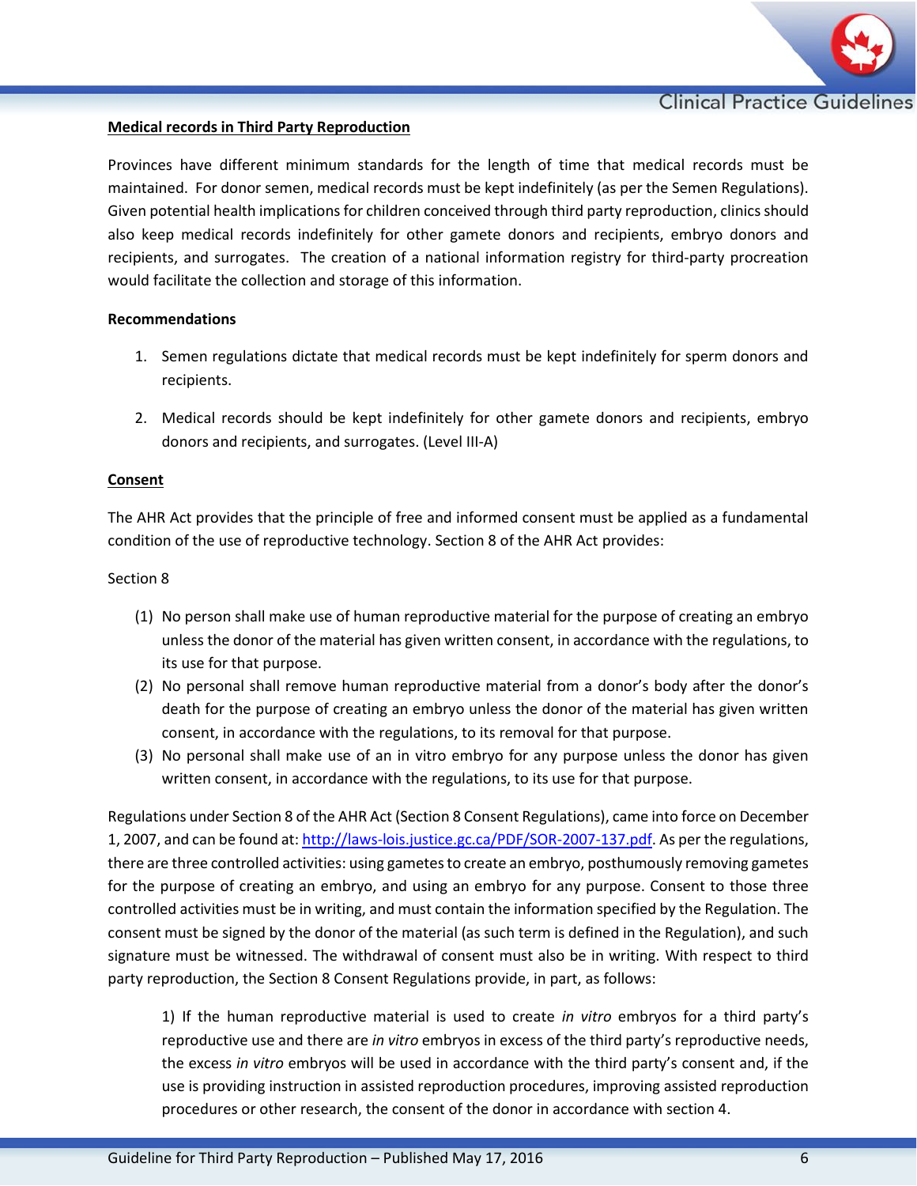**Medical records in Third Party Reproduction**

Provinces have different minimum standards for the length of time that medical records must be maintained. For donor semen, medical records must be kept indefinitely (as per the Semen Regulations). Given potential health implications for children conceived through third party reproduction, clinics should also keep medical records indefinitely for other gamete donors and recipients, embryo donors and recipients, and surrogates. The creation of a national information registry for third-party procreation would facilitate the collection and storage of this information.

**Recommendations**

1. Semen regulations dictate that medical records must be kept indefinitely for sperm donors and recipients.
2. Medical records should be kept indefinitely for other gamete donors and recipients, embryo donors and recipients, and surrogates. (Level III-A)

**Consent**

The AHR Act provides that the principle of free and informed consent must be applied as a fundamental condition of the use of reproductive technology. Section 8 of the AHR Act provides:

Section 8

(1) No person shall make use of human reproductive material for the purpose of creating an embryo unless the donor of the material has given written consent, in accordance with the regulations, to its use for that purpose.
(2) No personal shall remove human reproductive material from a donor's body after the donor's death for the purpose of creating an embryo unless the donor of the material has given written consent, in accordance with the regulations, to its removal for that purpose.
(3) No personal shall make use of an in vitro embryo for any purpose unless the donor has given written consent, in accordance with the regulations, to its use for that purpose.

Regulations under Section 8 of the AHR Act (Section 8 Consent Regulations), came into force on December 1, 2007, and can be found at: http://laws-lois.justice.gc.ca/PDF/SOR-2007-137.pdf. As per the regulations, there are three controlled activities: using gametes to create an embryo, posthumously removing gametes for the purpose of creating an embryo, and using an embryo for any purpose. Consent to those three controlled activities must be in writing, and must contain the information specified by the Regulation. The consent must be signed by the donor of the material (as such term is defined in the Regulation), and such signature must be witnessed. The withdrawal of consent must also be in writing. With respect to third party reproduction, the Section 8 Consent Regulations provide, in part, as follows:

> 1) If the human reproductive material is used to create *in vitro* embryos for a third party's reproductive use and there are *in vitro* embryos in excess of the third party's reproductive needs, the excess *in vitro* embryos will be used in accordance with the third party's consent and, if the use is providing instruction in assisted reproduction procedures, improving assisted reproduction procedures or other research, the consent of the donor in accordance with section 4.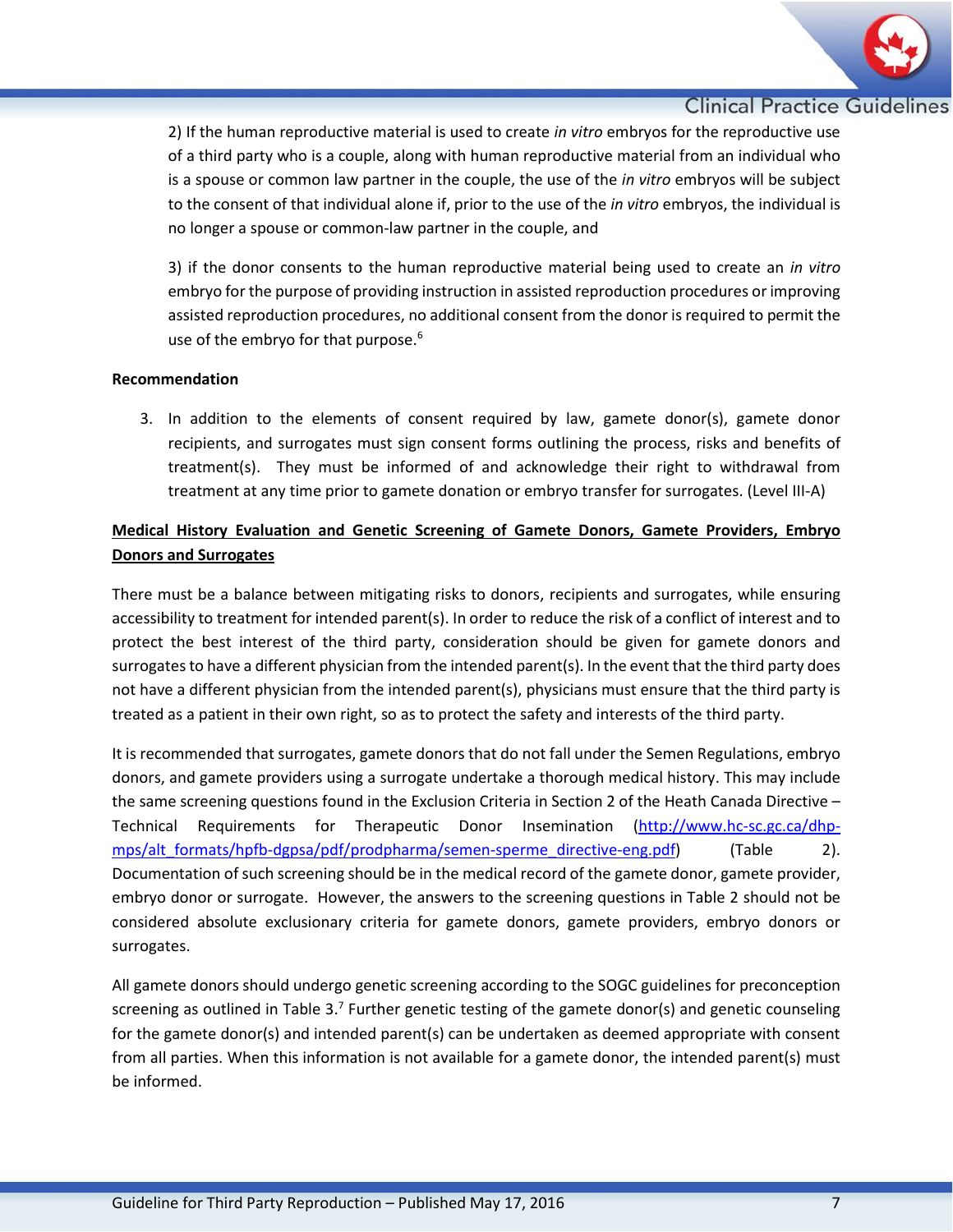2) If the human reproductive material is used to create *in vitro* embryos for the reproductive use of a third party who is a couple, along with human reproductive material from an individual who is a spouse or common law partner in the couple, the use of the *in vitro* embryos will be subject to the consent of that individual alone if, prior to the use of the *in vitro* embryos, the individual is no longer a spouse or common-law partner in the couple, and

3) if the donor consents to the human reproductive material being used to create an *in vitro* embryo for the purpose of providing instruction in assisted reproduction procedures or improving assisted reproduction procedures, no additional consent from the donor is required to permit the use of the embryo for that purpose.[6]

**Recommendation**

3. In addition to the elements of consent required by law, gamete donor(s), gamete donor recipients, and surrogates must sign consent forms outlining the process, risks and benefits of treatment(s). They must be informed of and acknowledge their right to withdrawal from treatment at any time prior to gamete donation or embryo transfer for surrogates. (Level III-A)

**Medical History Evaluation and Genetic Screening of Gamete Donors, Gamete Providers, Embryo Donors and Surrogates**

There must be a balance between mitigating risks to donors, recipients and surrogates, while ensuring accessibility to treatment for intended parent(s). In order to reduce the risk of a conflict of interest and to protect the best interest of the third party, consideration should be given for gamete donors and surrogates to have a different physician from the intended parent(s). In the event that the third party does not have a different physician from the intended parent(s), physicians must ensure that the third party is treated as a patient in their own right, so as to protect the safety and interests of the third party.

It is recommended that surrogates, gamete donors that do not fall under the Semen Regulations, embryo donors, and gamete providers using a surrogate undertake a thorough medical history. This may include the same screening questions found in the Exclusion Criteria in Section 2 of the Heath Canada Directive – Technical Requirements for Therapeutic Donor Insemination (http://www.hc-sc.gc.ca/dhp-mps/alt_formats/hpfb-dgpsa/pdf/prodpharma/semen-sperme_directive-eng.pdf) (Table 2). Documentation of such screening should be in the medical record of the gamete donor, gamete provider, embryo donor or surrogate. However, the answers to the screening questions in Table 2 should not be considered absolute exclusionary criteria for gamete donors, gamete providers, embryo donors or surrogates.

All gamete donors should undergo genetic screening according to the SOGC guidelines for preconception screening as outlined in Table 3.[7] Further genetic testing of the gamete donor(s) and genetic counseling for the gamete donor(s) and intended parent(s) can be undertaken as deemed appropriate with consent from all parties. When this information is not available for a gamete donor, the intended parent(s) must be informed.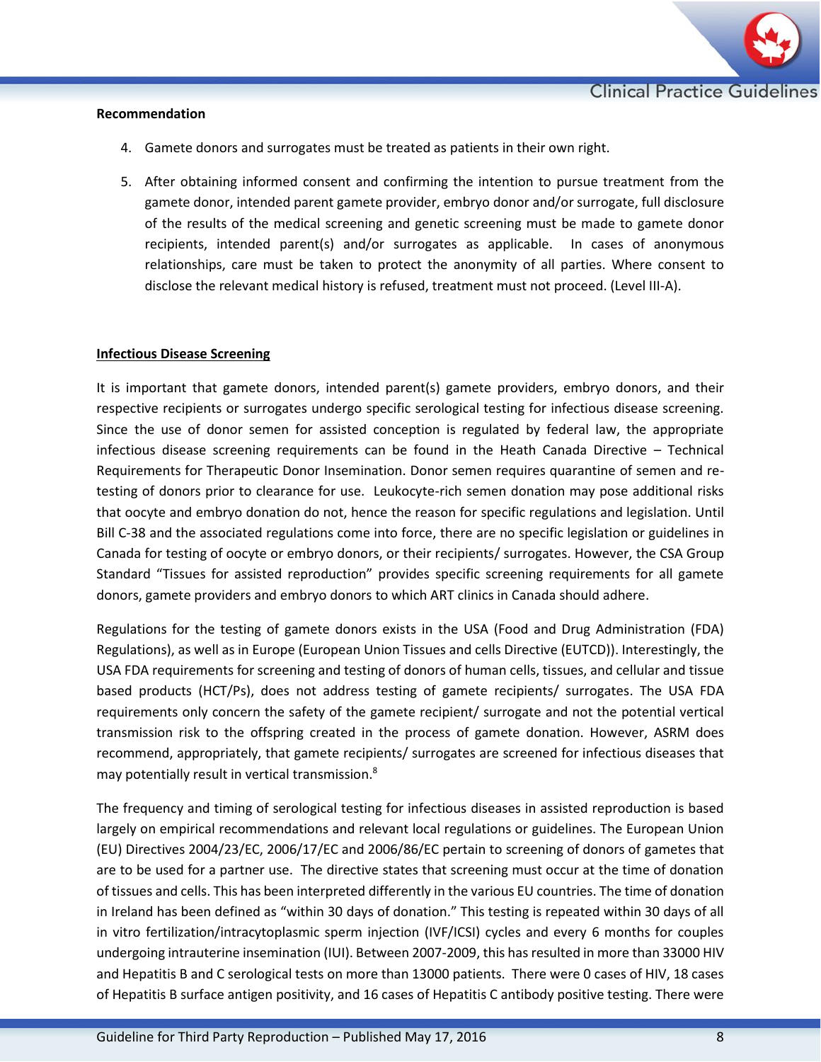**Recommendation**

4. Gamete donors and surrogates must be treated as patients in their own right.

5. After obtaining informed consent and confirming the intention to pursue treatment from the gamete donor, intended parent gamete provider, embryo donor and/or surrogate, full disclosure of the results of the medical screening and genetic screening must be made to gamete donor recipients, intended parent(s) and/or surrogates as applicable. In cases of anonymous relationships, care must be taken to protect the anonymity of all parties. Where consent to disclose the relevant medical history is refused, treatment must not proceed. (Level III-A).

**Infectious Disease Screening**

It is important that gamete donors, intended parent(s) gamete providers, embryo donors, and their respective recipients or surrogates undergo specific serological testing for infectious disease screening. Since the use of donor semen for assisted conception is regulated by federal law, the appropriate infectious disease screening requirements can be found in the Heath Canada Directive – Technical Requirements for Therapeutic Donor Insemination. Donor semen requires quarantine of semen and re-testing of donors prior to clearance for use. Leukocyte-rich semen donation may pose additional risks that oocyte and embryo donation do not, hence the reason for specific regulations and legislation. Until Bill C-38 and the associated regulations come into force, there are no specific legislation or guidelines in Canada for testing of oocyte or embryo donors, or their recipients/ surrogates. However, the CSA Group Standard "Tissues for assisted reproduction" provides specific screening requirements for all gamete donors, gamete providers and embryo donors to which ART clinics in Canada should adhere.

Regulations for the testing of gamete donors exists in the USA (Food and Drug Administration (FDA) Regulations), as well as in Europe (European Union Tissues and cells Directive (EUTCD)). Interestingly, the USA FDA requirements for screening and testing of donors of human cells, tissues, and cellular and tissue based products (HCT/Ps), does not address testing of gamete recipients/ surrogates. The USA FDA requirements only concern the safety of the gamete recipient/ surrogate and not the potential vertical transmission risk to the offspring created in the process of gamete donation. However, ASRM does recommend, appropriately, that gamete recipients/ surrogates are screened for infectious diseases that may potentially result in vertical transmission.[8]

The frequency and timing of serological testing for infectious diseases in assisted reproduction is based largely on empirical recommendations and relevant local regulations or guidelines. The European Union (EU) Directives 2004/23/EC, 2006/17/EC and 2006/86/EC pertain to screening of donors of gametes that are to be used for a partner use. The directive states that screening must occur at the time of donation of tissues and cells. This has been interpreted differently in the various EU countries. The time of donation in Ireland has been defined as "within 30 days of donation." This testing is repeated within 30 days of all in vitro fertilization/intracytoplasmic sperm injection (IVF/ICSI) cycles and every 6 months for couples undergoing intrauterine insemination (IUI). Between 2007-2009, this has resulted in more than 33000 HIV and Hepatitis B and C serological tests on more than 13000 patients. There were 0 cases of HIV, 18 cases of Hepatitis B surface antigen positivity, and 16 cases of Hepatitis C antibody positive testing. There were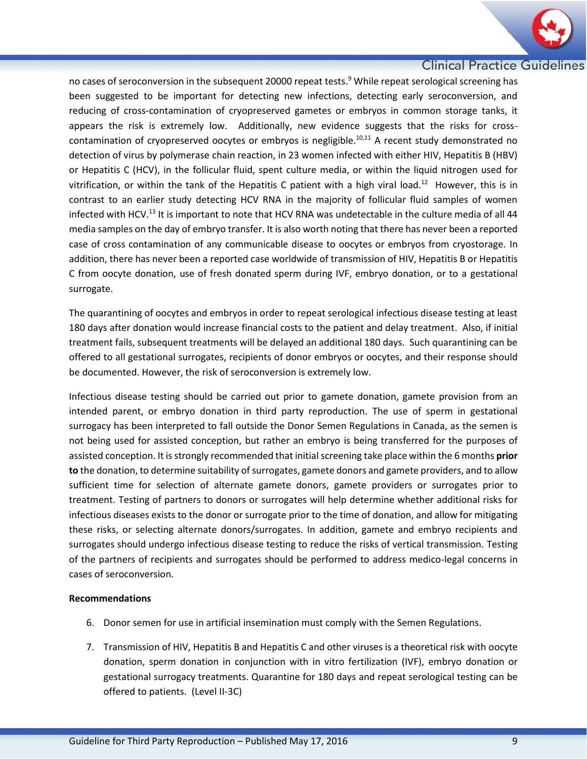no cases of seroconversion in the subsequent 20000 repeat tests.[9] While repeat serological screening has been suggested to be important for detecting new infections, detecting early seroconversion, and reducing of cross-contamination of cryopreserved gametes or embryos in common storage tanks, it appears the risk is extremely low. Additionally, new evidence suggests that the risks for cross-contamination of cryopreserved oocytes or embryos is negligible.[10,11] A recent study demonstrated no detection of virus by polymerase chain reaction, in 23 women infected with either HIV, Hepatitis B (HBV) or Hepatitis C (HCV), in the follicular fluid, spent culture media, or within the liquid nitrogen used for vitrification, or within the tank of the Hepatitis C patient with a high viral load.[12] However, this is in contrast to an earlier study detecting HCV RNA in the majority of follicular fluid samples of women infected with HCV.[13] It is important to note that HCV RNA was undetectable in the culture media of all 44 media samples on the day of embryo transfer. It is also worth noting that there has never been a reported case of cross contamination of any communicable disease to oocytes or embryos from cryostorage. In addition, there has never been a reported case worldwide of transmission of HIV, Hepatitis B or Hepatitis C from oocyte donation, use of fresh donated sperm during IVF, embryo donation, or to a gestational surrogate.

The quarantining of oocytes and embryos in order to repeat serological infectious disease testing at least 180 days after donation would increase financial costs to the patient and delay treatment. Also, if initial treatment fails, subsequent treatments will be delayed an additional 180 days. Such quarantining can be offered to all gestational surrogates, recipients of donor embryos or oocytes, and their response should be documented. However, the risk of seroconversion is extremely low.

Infectious disease testing should be carried out prior to gamete donation, gamete provision from an intended parent, or embryo donation in third party reproduction. The use of sperm in gestational surrogacy has been interpreted to fall outside the Donor Semen Regulations in Canada, as the semen is not being used for assisted conception, but rather an embryo is being transferred for the purposes of assisted conception. It is strongly recommended that initial screening take place within the 6 months **prior to** the donation, to determine suitability of surrogates, gamete donors and gamete providers, and to allow sufficient time for selection of alternate gamete donors, gamete providers or surrogates prior to treatment. Testing of partners to donors or surrogates will help determine whether additional risks for infectious diseases exists to the donor or surrogate prior to the time of donation, and allow for mitigating these risks, or selecting alternate donors/surrogates. In addition, gamete and embryo recipients and surrogates should undergo infectious disease testing to reduce the risks of vertical transmission. Testing of the partners of recipients and surrogates should be performed to address medico-legal concerns in cases of seroconversion.

**Recommendations**

6. Donor semen for use in artificial insemination must comply with the Semen Regulations.

7. Transmission of HIV, Hepatitis B and Hepatitis C and other viruses is a theoretical risk with oocyte donation, sperm donation in conjunction with in vitro fertilization (IVF), embryo donation or gestational surrogacy treatments. Quarantine for 180 days and repeat serological testing can be offered to patients. (Level II-3C)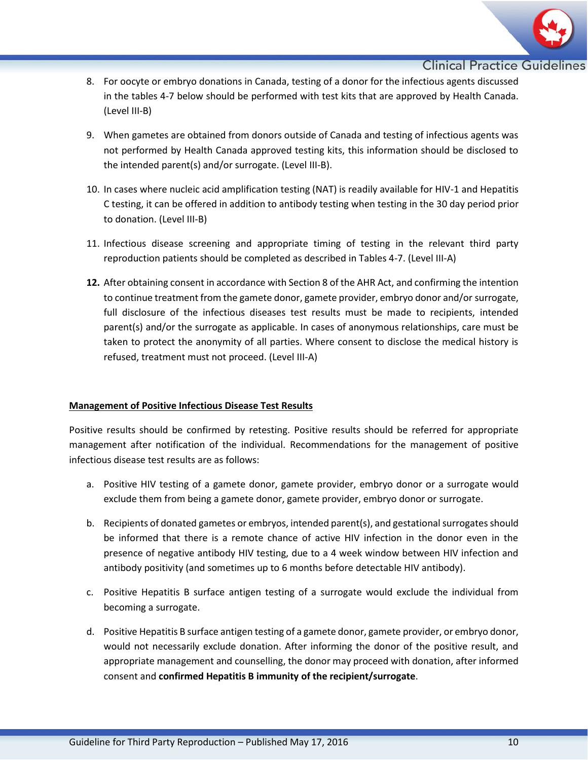8. For oocyte or embryo donations in Canada, testing of a donor for the infectious agents discussed in the tables 4-7 below should be performed with test kits that are approved by Health Canada. (Level III-B)

9. When gametes are obtained from donors outside of Canada and testing of infectious agents was not performed by Health Canada approved testing kits, this information should be disclosed to the intended parent(s) and/or surrogate. (Level III-B).

10. In cases where nucleic acid amplification testing (NAT) is readily available for HIV-1 and Hepatitis C testing, it can be offered in addition to antibody testing when testing in the 30 day period prior to donation. (Level III-B)

11. Infectious disease screening and appropriate timing of testing in the relevant third party reproduction patients should be completed as described in Tables 4-7. (Level III-A)

**12.** After obtaining consent in accordance with Section 8 of the AHR Act, and confirming the intention to continue treatment from the gamete donor, gamete provider, embryo donor and/or surrogate, full disclosure of the infectious diseases test results must be made to recipients, intended parent(s) and/or the surrogate as applicable. In cases of anonymous relationships, care must be taken to protect the anonymity of all parties. Where consent to disclose the medical history is refused, treatment must not proceed. (Level III-A)

**Management of Positive Infectious Disease Test Results**

Positive results should be confirmed by retesting. Positive results should be referred for appropriate management after notification of the individual. Recommendations for the management of positive infectious disease test results are as follows:

a. Positive HIV testing of a gamete donor, gamete provider, embryo donor or a surrogate would exclude them from being a gamete donor, gamete provider, embryo donor or surrogate.

b. Recipients of donated gametes or embryos, intended parent(s), and gestational surrogates should be informed that there is a remote chance of active HIV infection in the donor even in the presence of negative antibody HIV testing, due to a 4 week window between HIV infection and antibody positivity (and sometimes up to 6 months before detectable HIV antibody).

c. Positive Hepatitis B surface antigen testing of a surrogate would exclude the individual from becoming a surrogate.

d. Positive Hepatitis B surface antigen testing of a gamete donor, gamete provider, or embryo donor, would not necessarily exclude donation. After informing the donor of the positive result, and appropriate management and counselling, the donor may proceed with donation, after informed consent and **confirmed Hepatitis B immunity of the recipient/surrogate**.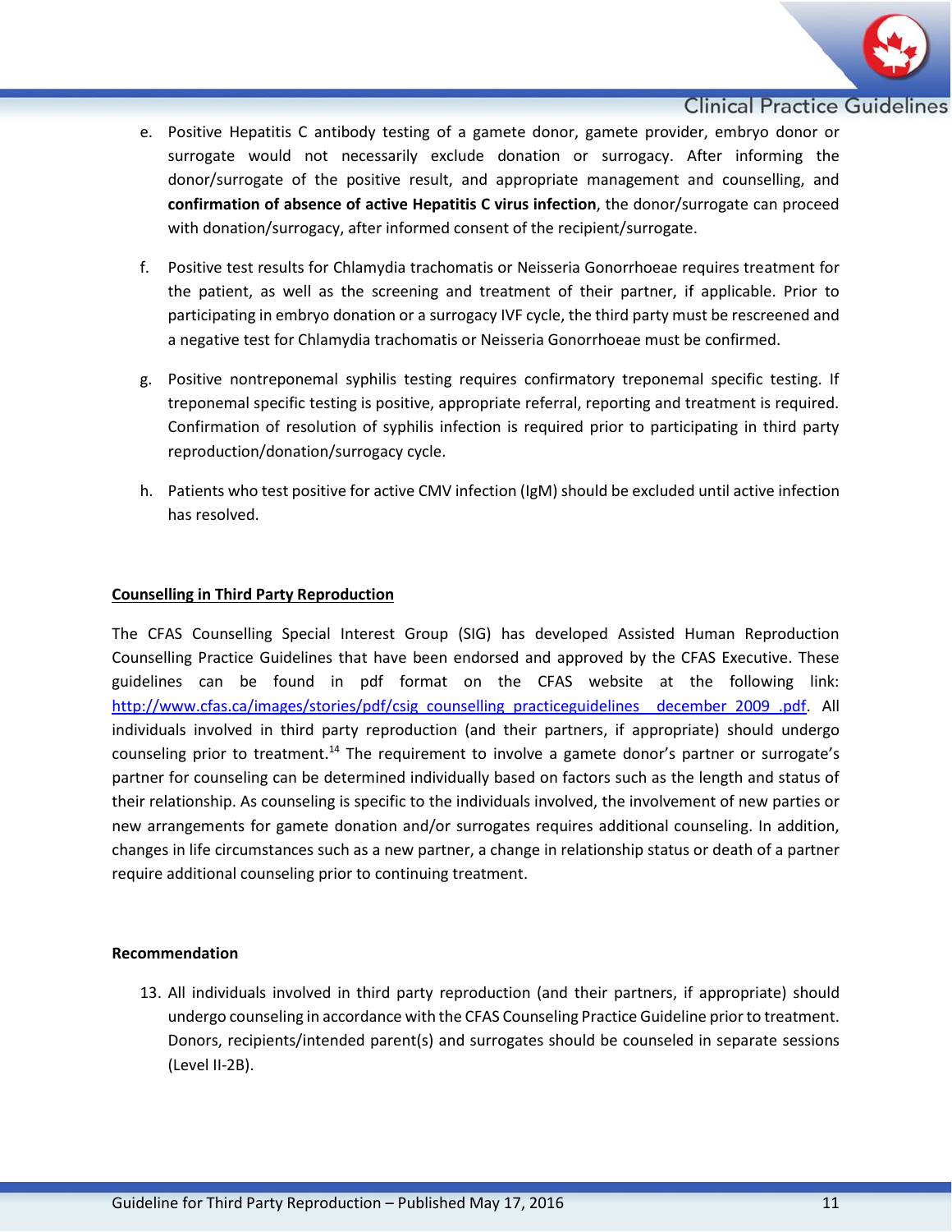e. Positive Hepatitis C antibody testing of a gamete donor, gamete provider, embryo donor or surrogate would not necessarily exclude donation or surrogacy. After informing the donor/surrogate of the positive result, and appropriate management and counselling, and **confirmation of absence of active Hepatitis C virus infection**, the donor/surrogate can proceed with donation/surrogacy, after informed consent of the recipient/surrogate.

f. Positive test results for Chlamydia trachomatis or Neisseria Gonorrhoeae requires treatment for the patient, as well as the screening and treatment of their partner, if applicable. Prior to participating in embryo donation or a surrogacy IVF cycle, the third party must be rescreened and a negative test for Chlamydia trachomatis or Neisseria Gonorrhoeae must be confirmed.

g. Positive nontreponemal syphilis testing requires confirmatory treponemal specific testing. If treponemal specific testing is positive, appropriate referral, reporting and treatment is required. Confirmation of resolution of syphilis infection is required prior to participating in third party reproduction/donation/surrogacy cycle.

h. Patients who test positive for active CMV infection (IgM) should be excluded until active infection has resolved.

**Counselling in Third Party Reproduction**

The CFAS Counselling Special Interest Group (SIG) has developed Assisted Human Reproduction Counselling Practice Guidelines that have been endorsed and approved by the CFAS Executive. These guidelines can be found in pdf format on the CFAS website at the following link: [http://www.cfas.ca/images/stories/pdf/csig_counselling_practiceguidelines__december_2009_.pdf](http://www.cfas.ca/images/stories/pdf/csig_counselling_practiceguidelines__december_2009_.pdf). All individuals involved in third party reproduction (and their partners, if appropriate) should undergo counseling prior to treatment.[14] The requirement to involve a gamete donor's partner or surrogate's partner for counseling can be determined individually based on factors such as the length and status of their relationship. As counseling is specific to the individuals involved, the involvement of new parties or new arrangements for gamete donation and/or surrogates requires additional counseling. In addition, changes in life circumstances such as a new partner, a change in relationship status or death of a partner require additional counseling prior to continuing treatment.

**Recommendation**

13. All individuals involved in third party reproduction (and their partners, if appropriate) should undergo counseling in accordance with the CFAS Counseling Practice Guideline prior to treatment. Donors, recipients/intended parent(s) and surrogates should be counseled in separate sessions (Level II-2B).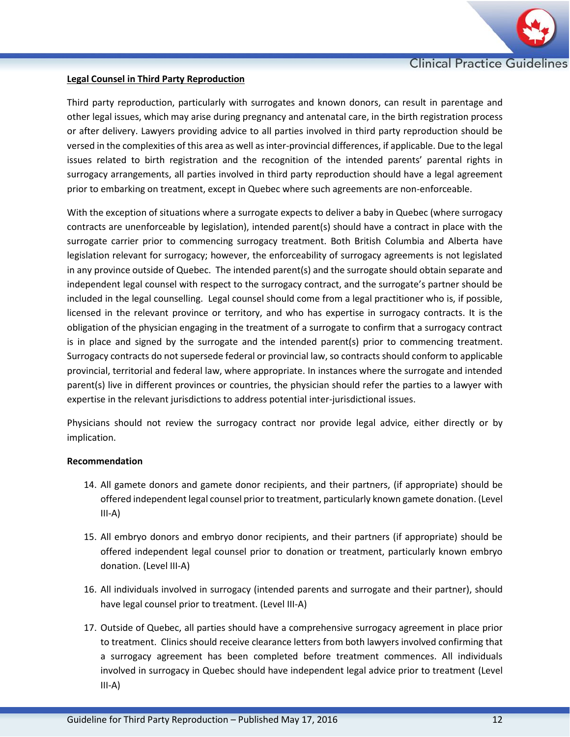## Legal Counsel in Third Party Reproduction

Third party reproduction, particularly with surrogates and known donors, can result in parentage and other legal issues, which may arise during pregnancy and antenatal care, in the birth registration process or after delivery. Lawyers providing advice to all parties involved in third party reproduction should be versed in the complexities of this area as well as inter-provincial differences, if applicable. Due to the legal issues related to birth registration and the recognition of the intended parents' parental rights in surrogacy arrangements, all parties involved in third party reproduction should have a legal agreement prior to embarking on treatment, except in Quebec where such agreements are non-enforceable.

With the exception of situations where a surrogate expects to deliver a baby in Quebec (where surrogacy contracts are unenforceable by legislation), intended parent(s) should have a contract in place with the surrogate carrier prior to commencing surrogacy treatment. Both British Columbia and Alberta have legislation relevant for surrogacy; however, the enforceability of surrogacy agreements is not legislated in any province outside of Quebec. The intended parent(s) and the surrogate should obtain separate and independent legal counsel with respect to the surrogacy contract, and the surrogate's partner should be included in the legal counselling. Legal counsel should come from a legal practitioner who is, if possible, licensed in the relevant province or territory, and who has expertise in surrogacy contracts. It is the obligation of the physician engaging in the treatment of a surrogate to confirm that a surrogacy contract is in place and signed by the surrogate and the intended parent(s) prior to commencing treatment. Surrogacy contracts do not supersede federal or provincial law, so contracts should conform to applicable provincial, territorial and federal law, where appropriate. In instances where the surrogate and intended parent(s) live in different provinces or countries, the physician should refer the parties to a lawyer with expertise in the relevant jurisdictions to address potential inter-jurisdictional issues.

Physicians should not review the surrogacy contract nor provide legal advice, either directly or by implication.

**Recommendation**

14. All gamete donors and gamete donor recipients, and their partners, (if appropriate) should be offered independent legal counsel prior to treatment, particularly known gamete donation. (Level III-A)

15. All embryo donors and embryo donor recipients, and their partners (if appropriate) should be offered independent legal counsel prior to donation or treatment, particularly known embryo donation. (Level III-A)

16. All individuals involved in surrogacy (intended parents and surrogate and their partner), should have legal counsel prior to treatment. (Level III-A)

17. Outside of Quebec, all parties should have a comprehensive surrogacy agreement in place prior to treatment. Clinics should receive clearance letters from both lawyers involved confirming that a surrogacy agreement has been completed before treatment commences. All individuals involved in surrogacy in Quebec should have independent legal advice prior to treatment (Level III-A)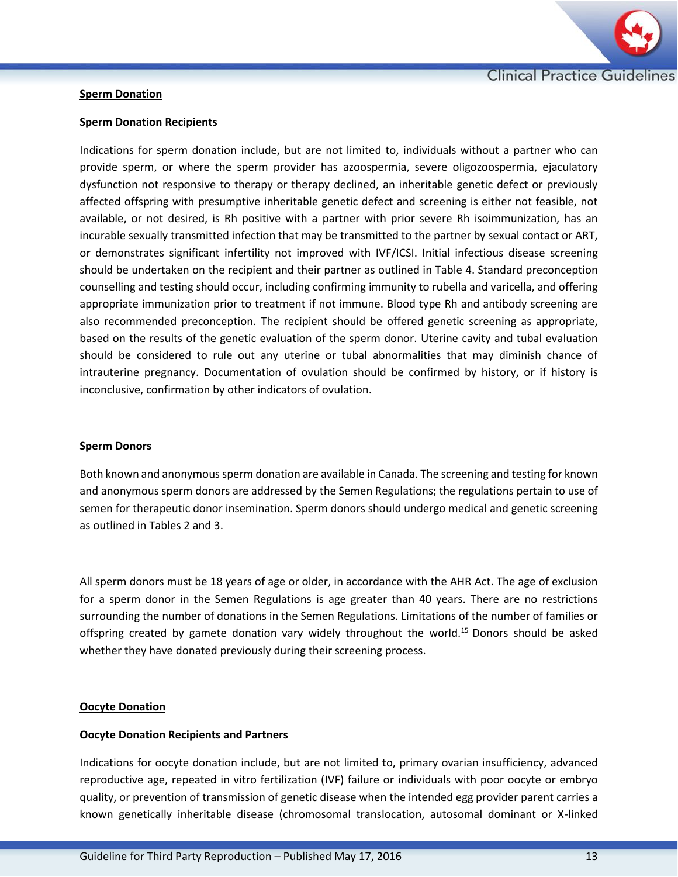## Sperm Donation

### Sperm Donation Recipients

Indications for sperm donation include, but are not limited to, individuals without a partner who can provide sperm, or where the sperm provider has azoospermia, severe oligozoospermia, ejaculatory dysfunction not responsive to therapy or therapy declined, an inheritable genetic defect or previously affected offspring with presumptive inheritable genetic defect and screening is either not feasible, not available, or not desired, is Rh positive with a partner with prior severe Rh isoimmunization, has an incurable sexually transmitted infection that may be transmitted to the partner by sexual contact or ART, or demonstrates significant infertility not improved with IVF/ICSI. Initial infectious disease screening should be undertaken on the recipient and their partner as outlined in Table 4. Standard preconception counselling and testing should occur, including confirming immunity to rubella and varicella, and offering appropriate immunization prior to treatment if not immune. Blood type Rh and antibody screening are also recommended preconception. The recipient should be offered genetic screening as appropriate, based on the results of the genetic evaluation of the sperm donor. Uterine cavity and tubal evaluation should be considered to rule out any uterine or tubal abnormalities that may diminish chance of intrauterine pregnancy. Documentation of ovulation should be confirmed by history, or if history is inconclusive, confirmation by other indicators of ovulation.

### Sperm Donors

Both known and anonymous sperm donation are available in Canada. The screening and testing for known and anonymous sperm donors are addressed by the Semen Regulations; the regulations pertain to use of semen for therapeutic donor insemination. Sperm donors should undergo medical and genetic screening as outlined in Tables 2 and 3.

All sperm donors must be 18 years of age or older, in accordance with the AHR Act. The age of exclusion for a sperm donor in the Semen Regulations is age greater than 40 years. There are no restrictions surrounding the number of donations in the Semen Regulations. Limitations of the number of families or offspring created by gamete donation vary widely throughout the world.[15] Donors should be asked whether they have donated previously during their screening process.

## Oocyte Donation

### Oocyte Donation Recipients and Partners

Indications for oocyte donation include, but are not limited to, primary ovarian insufficiency, advanced reproductive age, repeated in vitro fertilization (IVF) failure or individuals with poor oocyte or embryo quality, or prevention of transmission of genetic disease when the intended egg provider parent carries a known genetically inheritable disease (chromosomal translocation, autosomal dominant or X-linked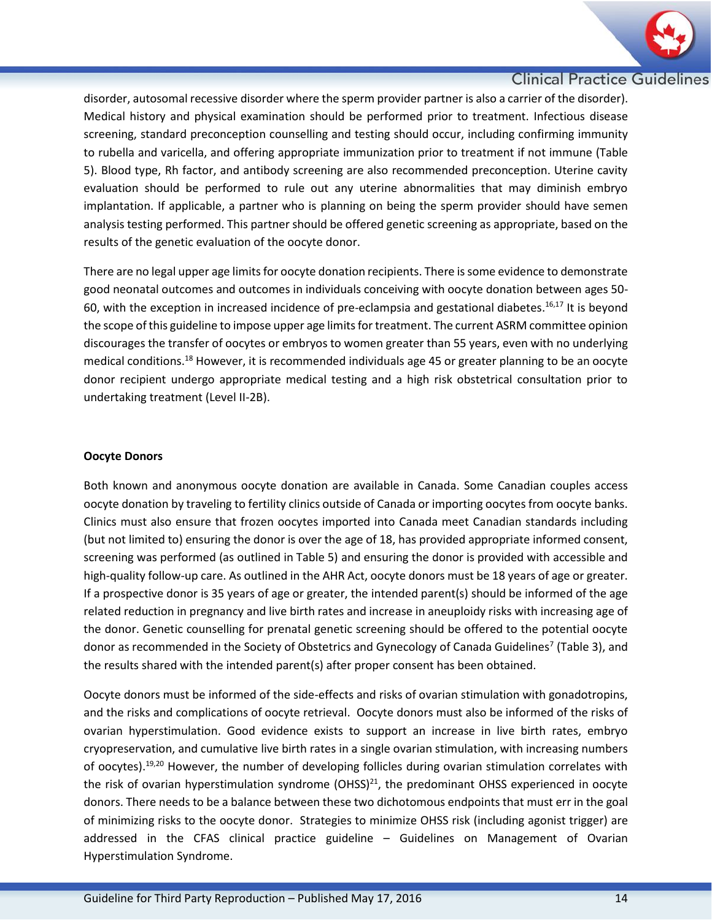disorder, autosomal recessive disorder where the sperm provider partner is also a carrier of the disorder). Medical history and physical examination should be performed prior to treatment. Infectious disease screening, standard preconception counselling and testing should occur, including confirming immunity to rubella and varicella, and offering appropriate immunization prior to treatment if not immune (Table 5). Blood type, Rh factor, and antibody screening are also recommended preconception. Uterine cavity evaluation should be performed to rule out any uterine abnormalities that may diminish embryo implantation. If applicable, a partner who is planning on being the sperm provider should have semen analysis testing performed. This partner should be offered genetic screening as appropriate, based on the results of the genetic evaluation of the oocyte donor.

There are no legal upper age limits for oocyte donation recipients. There is some evidence to demonstrate good neonatal outcomes and outcomes in individuals conceiving with oocyte donation between ages 50-60, with the exception in increased incidence of pre-eclampsia and gestational diabetes.[16,17] It is beyond the scope of this guideline to impose upper age limits for treatment. The current ASRM committee opinion discourages the transfer of oocytes or embryos to women greater than 55 years, even with no underlying medical conditions.[18] However, it is recommended individuals age 45 or greater planning to be an oocyte donor recipient undergo appropriate medical testing and a high risk obstetrical consultation prior to undertaking treatment (Level II-2B).

**Oocyte Donors**

Both known and anonymous oocyte donation are available in Canada. Some Canadian couples access oocyte donation by traveling to fertility clinics outside of Canada or importing oocytes from oocyte banks. Clinics must also ensure that frozen oocytes imported into Canada meet Canadian standards including (but not limited to) ensuring the donor is over the age of 18, has provided appropriate informed consent, screening was performed (as outlined in Table 5) and ensuring the donor is provided with accessible and high-quality follow-up care. As outlined in the AHR Act, oocyte donors must be 18 years of age or greater. If a prospective donor is 35 years of age or greater, the intended parent(s) should be informed of the age related reduction in pregnancy and live birth rates and increase in aneuploidy risks with increasing age of the donor. Genetic counselling for prenatal genetic screening should be offered to the potential oocyte donor as recommended in the Society of Obstetrics and Gynecology of Canada Guidelines[7] (Table 3), and the results shared with the intended parent(s) after proper consent has been obtained.

Oocyte donors must be informed of the side-effects and risks of ovarian stimulation with gonadotropins, and the risks and complications of oocyte retrieval. Oocyte donors must also be informed of the risks of ovarian hyperstimulation. Good evidence exists to support an increase in live birth rates, embryo cryopreservation, and cumulative live birth rates in a single ovarian stimulation, with increasing numbers of oocytes).[19,20] However, the number of developing follicles during ovarian stimulation correlates with the risk of ovarian hyperstimulation syndrome (OHSS)[21], the predominant OHSS experienced in oocyte donors. There needs to be a balance between these two dichotomous endpoints that must err in the goal of minimizing risks to the oocyte donor. Strategies to minimize OHSS risk (including agonist trigger) are addressed in the CFAS clinical practice guideline – Guidelines on Management of Ovarian Hyperstimulation Syndrome.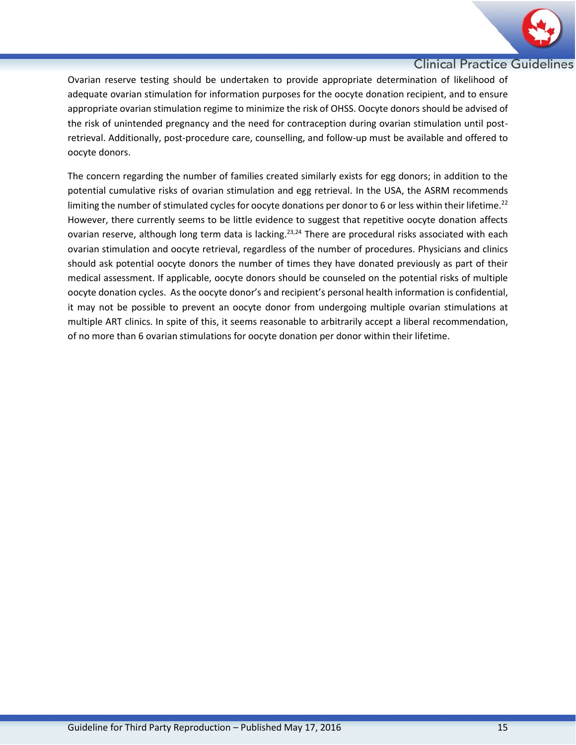Ovarian reserve testing should be undertaken to provide appropriate determination of likelihood of adequate ovarian stimulation for information purposes for the oocyte donation recipient, and to ensure appropriate ovarian stimulation regime to minimize the risk of OHSS. Oocyte donors should be advised of the risk of unintended pregnancy and the need for contraception during ovarian stimulation until post-retrieval. Additionally, post-procedure care, counselling, and follow-up must be available and offered to oocyte donors.

The concern regarding the number of families created similarly exists for egg donors; in addition to the potential cumulative risks of ovarian stimulation and egg retrieval. In the USA, the ASRM recommends limiting the number of stimulated cycles for oocyte donations per donor to 6 or less within their lifetime.[22] However, there currently seems to be little evidence to suggest that repetitive oocyte donation affects ovarian reserve, although long term data is lacking.[23,24] There are procedural risks associated with each ovarian stimulation and oocyte retrieval, regardless of the number of procedures. Physicians and clinics should ask potential oocyte donors the number of times they have donated previously as part of their medical assessment. If applicable, oocyte donors should be counseled on the potential risks of multiple oocyte donation cycles. As the oocyte donor's and recipient's personal health information is confidential, it may not be possible to prevent an oocyte donor from undergoing multiple ovarian stimulations at multiple ART clinics. In spite of this, it seems reasonable to arbitrarily accept a liberal recommendation, of no more than 6 ovarian stimulations for oocyte donation per donor within their lifetime.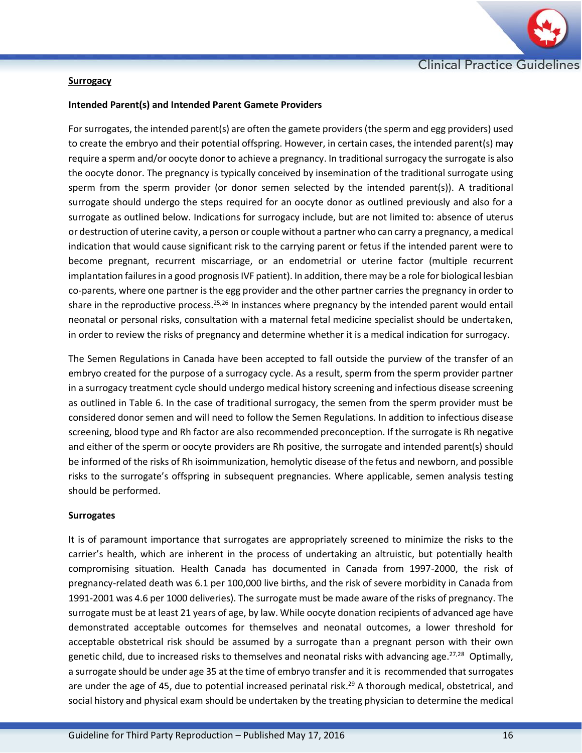**Surrogacy**

**Intended Parent(s) and Intended Parent Gamete Providers**

For surrogates, the intended parent(s) are often the gamete providers (the sperm and egg providers) used to create the embryo and their potential offspring. However, in certain cases, the intended parent(s) may require a sperm and/or oocyte donor to achieve a pregnancy. In traditional surrogacy the surrogate is also the oocyte donor. The pregnancy is typically conceived by insemination of the traditional surrogate using sperm from the sperm provider (or donor semen selected by the intended parent(s)). A traditional surrogate should undergo the steps required for an oocyte donor as outlined previously and also for a surrogate as outlined below. Indications for surrogacy include, but are not limited to: absence of uterus or destruction of uterine cavity, a person or couple without a partner who can carry a pregnancy, a medical indication that would cause significant risk to the carrying parent or fetus if the intended parent were to become pregnant, recurrent miscarriage, or an endometrial or uterine factor (multiple recurrent implantation failures in a good prognosis IVF patient). In addition, there may be a role for biological lesbian co-parents, where one partner is the egg provider and the other partner carries the pregnancy in order to share in the reproductive process.[25,26] In instances where pregnancy by the intended parent would entail neonatal or personal risks, consultation with a maternal fetal medicine specialist should be undertaken, in order to review the risks of pregnancy and determine whether it is a medical indication for surrogacy.

The Semen Regulations in Canada have been accepted to fall outside the purview of the transfer of an embryo created for the purpose of a surrogacy cycle. As a result, sperm from the sperm provider partner in a surrogacy treatment cycle should undergo medical history screening and infectious disease screening as outlined in Table 6. In the case of traditional surrogacy, the semen from the sperm provider must be considered donor semen and will need to follow the Semen Regulations. In addition to infectious disease screening, blood type and Rh factor are also recommended preconception. If the surrogate is Rh negative and either of the sperm or oocyte providers are Rh positive, the surrogate and intended parent(s) should be informed of the risks of Rh isoimmunization, hemolytic disease of the fetus and newborn, and possible risks to the surrogate's offspring in subsequent pregnancies. Where applicable, semen analysis testing should be performed.

**Surrogates**

It is of paramount importance that surrogates are appropriately screened to minimize the risks to the carrier's health, which are inherent in the process of undertaking an altruistic, but potentially health compromising situation. Health Canada has documented in Canada from 1997-2000, the risk of pregnancy-related death was 6.1 per 100,000 live births, and the risk of severe morbidity in Canada from 1991-2001 was 4.6 per 1000 deliveries). The surrogate must be made aware of the risks of pregnancy. The surrogate must be at least 21 years of age, by law. While oocyte donation recipients of advanced age have demonstrated acceptable outcomes for themselves and neonatal outcomes, a lower threshold for acceptable obstetrical risk should be assumed by a surrogate than a pregnant person with their own genetic child, due to increased risks to themselves and neonatal risks with advancing age.[27,28] Optimally, a surrogate should be under age 35 at the time of embryo transfer and it is recommended that surrogates are under the age of 45, due to potential increased perinatal risk.[29] A thorough medical, obstetrical, and social history and physical exam should be undertaken by the treating physician to determine the medical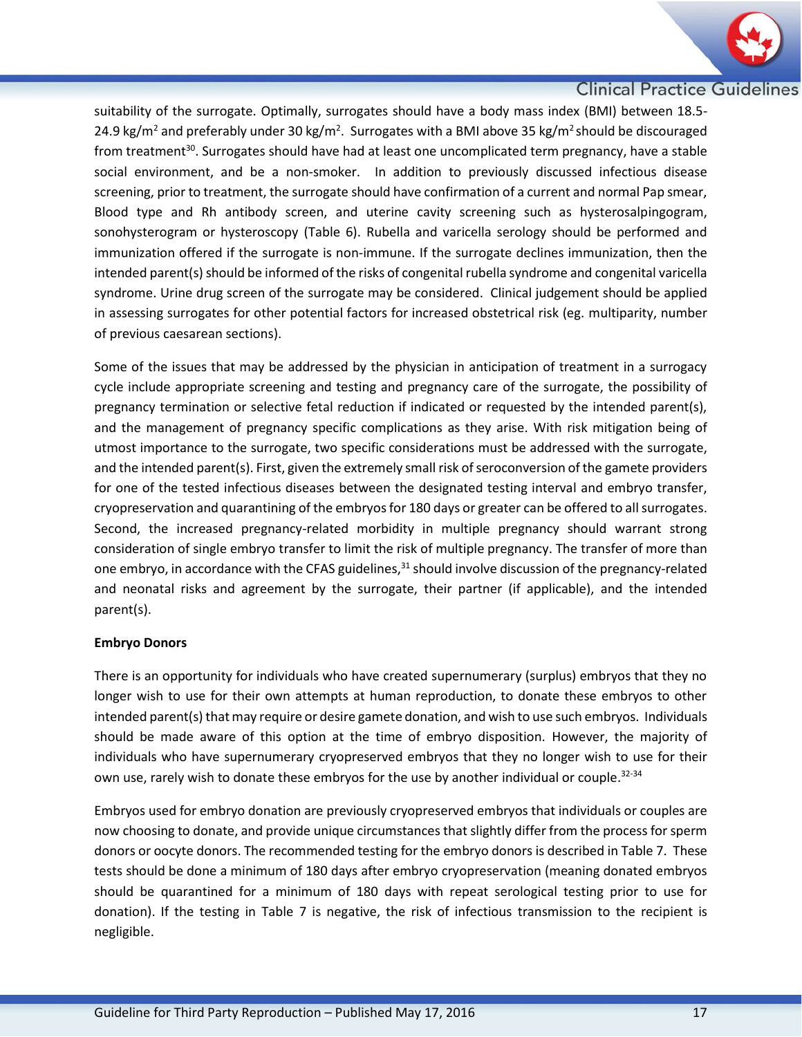suitability of the surrogate. Optimally, surrogates should have a body mass index (BMI) between 18.5-24.9 $kg/m^2$ and preferably under 30 $kg/m^2$. Surrogates with a BMI above 35 $kg/m^2$ should be discouraged from treatment[30]. Surrogates should have had at least one uncomplicated term pregnancy, have a stable social environment, and be a non-smoker. In addition to previously discussed infectious disease screening, prior to treatment, the surrogate should have confirmation of a current and normal Pap smear, Blood type and Rh antibody screen, and uterine cavity screening such as hysterosalpingogram, sonohysterogram or hysteroscopy (Table 6). Rubella and varicella serology should be performed and immunization offered if the surrogate is non-immune. If the surrogate declines immunization, then the intended parent(s) should be informed of the risks of congenital rubella syndrome and congenital varicella syndrome. Urine drug screen of the surrogate may be considered. Clinical judgement should be applied in assessing surrogates for other potential factors for increased obstetrical risk (eg. multiparity, number of previous caesarean sections).

Some of the issues that may be addressed by the physician in anticipation of treatment in a surrogacy cycle include appropriate screening and testing and pregnancy care of the surrogate, the possibility of pregnancy termination or selective fetal reduction if indicated or requested by the intended parent(s), and the management of pregnancy specific complications as they arise. With risk mitigation being of utmost importance to the surrogate, two specific considerations must be addressed with the surrogate, and the intended parent(s). First, given the extremely small risk of seroconversion of the gamete providers for one of the tested infectious diseases between the designated testing interval and embryo transfer, cryopreservation and quarantining of the embryos for 180 days or greater can be offered to all surrogates. Second, the increased pregnancy-related morbidity in multiple pregnancy should warrant strong consideration of single embryo transfer to limit the risk of multiple pregnancy. The transfer of more than one embryo, in accordance with the CFAS guidelines,[31] should involve discussion of the pregnancy-related and neonatal risks and agreement by the surrogate, their partner (if applicable), and the intended parent(s).

**Embryo Donors**

There is an opportunity for individuals who have created supernumerary (surplus) embryos that they no longer wish to use for their own attempts at human reproduction, to donate these embryos to other intended parent(s) that may require or desire gamete donation, and wish to use such embryos. Individuals should be made aware of this option at the time of embryo disposition. However, the majority of individuals who have supernumerary cryopreserved embryos that they no longer wish to use for their own use, rarely wish to donate these embryos for the use by another individual or couple.[32-34]

Embryos used for embryo donation are previously cryopreserved embryos that individuals or couples are now choosing to donate, and provide unique circumstances that slightly differ from the process for sperm donors or oocyte donors. The recommended testing for the embryo donors is described in Table 7. These tests should be done a minimum of 180 days after embryo cryopreservation (meaning donated embryos should be quarantined for a minimum of 180 days with repeat serological testing prior to use for donation). If the testing in Table 7 is negative, the risk of infectious transmission to the recipient is negligible.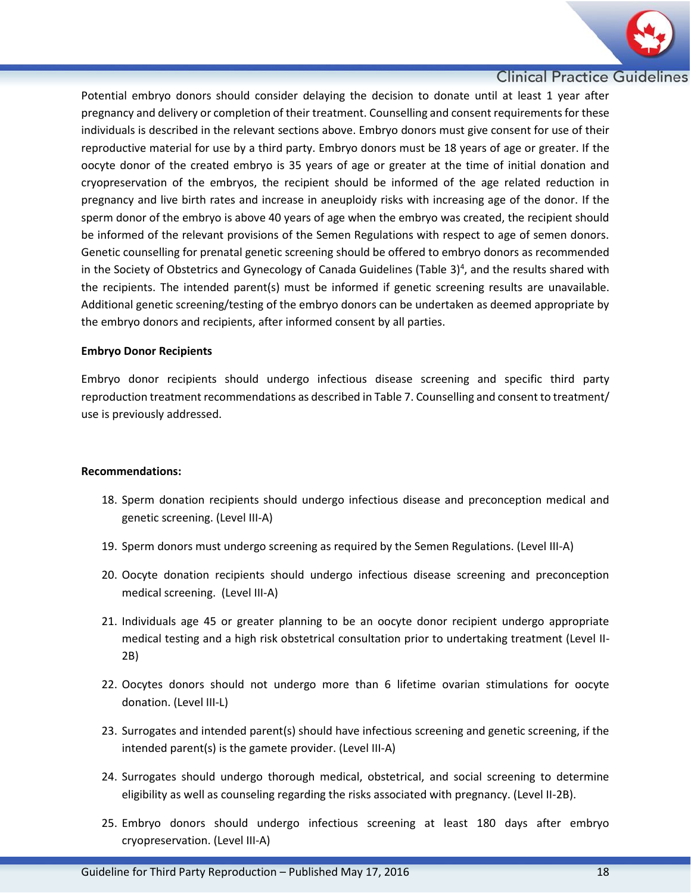Potential embryo donors should consider delaying the decision to donate until at least 1 year after pregnancy and delivery or completion of their treatment. Counselling and consent requirements for these individuals is described in the relevant sections above. Embryo donors must give consent for use of their reproductive material for use by a third party. Embryo donors must be 18 years of age or greater. If the oocyte donor of the created embryo is 35 years of age or greater at the time of initial donation and cryopreservation of the embryos, the recipient should be informed of the age related reduction in pregnancy and live birth rates and increase in aneuploidy risks with increasing age of the donor. If the sperm donor of the embryo is above 40 years of age when the embryo was created, the recipient should be informed of the relevant provisions of the Semen Regulations with respect to age of semen donors. Genetic counselling for prenatal genetic screening should be offered to embryo donors as recommended in the Society of Obstetrics and Gynecology of Canada Guidelines (Table 3)[4], and the results shared with the recipients. The intended parent(s) must be informed if genetic screening results are unavailable. Additional genetic screening/testing of the embryo donors can be undertaken as deemed appropriate by the embryo donors and recipients, after informed consent by all parties.

**Embryo Donor Recipients**

Embryo donor recipients should undergo infectious disease screening and specific third party reproduction treatment recommendations as described in Table 7. Counselling and consent to treatment/ use is previously addressed.

**Recommendations:**

18. Sperm donation recipients should undergo infectious disease and preconception medical and genetic screening. (Level III-A)
19. Sperm donors must undergo screening as required by the Semen Regulations. (Level III-A)
20. Oocyte donation recipients should undergo infectious disease screening and preconception medical screening. (Level III-A)
21. Individuals age 45 or greater planning to be an oocyte donor recipient undergo appropriate medical testing and a high risk obstetrical consultation prior to undertaking treatment (Level II-2B)
22. Oocytes donors should not undergo more than 6 lifetime ovarian stimulations for oocyte donation. (Level III-L)
23. Surrogates and intended parent(s) should have infectious screening and genetic screening, if the intended parent(s) is the gamete provider. (Level III-A)
24. Surrogates should undergo thorough medical, obstetrical, and social screening to determine eligibility as well as counseling regarding the risks associated with pregnancy. (Level II-2B).
25. Embryo donors should undergo infectious screening at least 180 days after embryo cryopreservation. (Level III-A)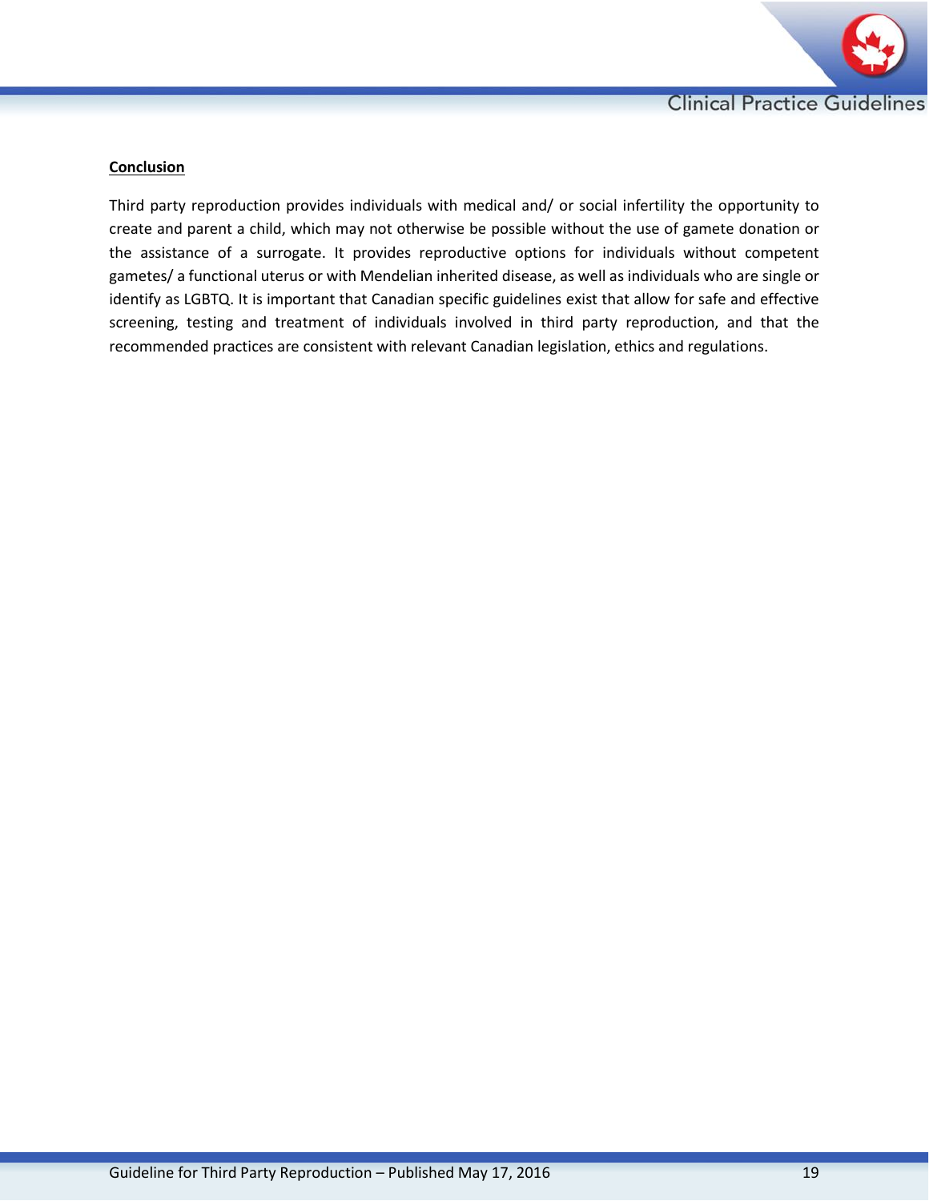## Conclusion

Third party reproduction provides individuals with medical and/ or social infertility the opportunity to create and parent a child, which may not otherwise be possible without the use of gamete donation or the assistance of a surrogate. It provides reproductive options for individuals without competent gametes/ a functional uterus or with Mendelian inherited disease, as well as individuals who are single or identify as LGBTQ. It is important that Canadian specific guidelines exist that allow for safe and effective screening, testing and treatment of individuals involved in third party reproduction, and that the recommended practices are consistent with relevant Canadian legislation, ethics and regulations.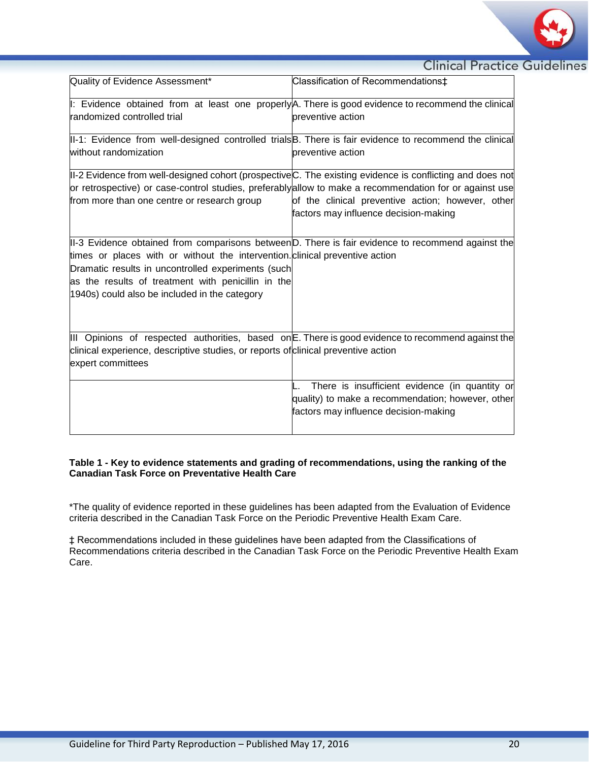| Quality of Evidence Assessment* | Classification of Recommendations‡ |
|---|---|
| I: Evidence obtained from at least one properly randomized controlled trial | A. There is good evidence to recommend the clinical preventive action |
| II-1: Evidence from well-designed controlled trials without randomization | B. There is fair evidence to recommend the clinical preventive action |
| II-2 Evidence from well-designed cohort (prospective or retrospective) or case-control studies, preferably from more than one centre or research group | C. The existing evidence is conflicting and does not allow to make a recommendation for or against use of the clinical preventive action; however, other factors may influence decision-making |
| II-3 Evidence obtained from comparisons between times or places with or without the intervention. Dramatic results in uncontrolled experiments (such as the results of treatment with penicillin in the 1940s) could also be included in the category | D. There is fair evidence to recommend against the clinical preventive action |
| III Opinions of respected authorities, based on clinical experience, descriptive studies, or reports of expert committees | E. There is good evidence to recommend against the clinical preventive action |
| | L. There is insufficient evidence (in quantity or quality) to make a recommendation; however, other factors may influence decision-making |

**Table 1 - Key to evidence statements and grading of recommendations, using the ranking of the Canadian Task Force on Preventative Health Care**

*The quality of evidence reported in these guidelines has been adapted from the Evaluation of Evidence criteria described in the Canadian Task Force on the Periodic Preventive Health Exam Care.

‡ Recommendations included in these guidelines have been adapted from the Classifications of Recommendations criteria described in the Canadian Task Force on the Periodic Preventive Health Exam Care.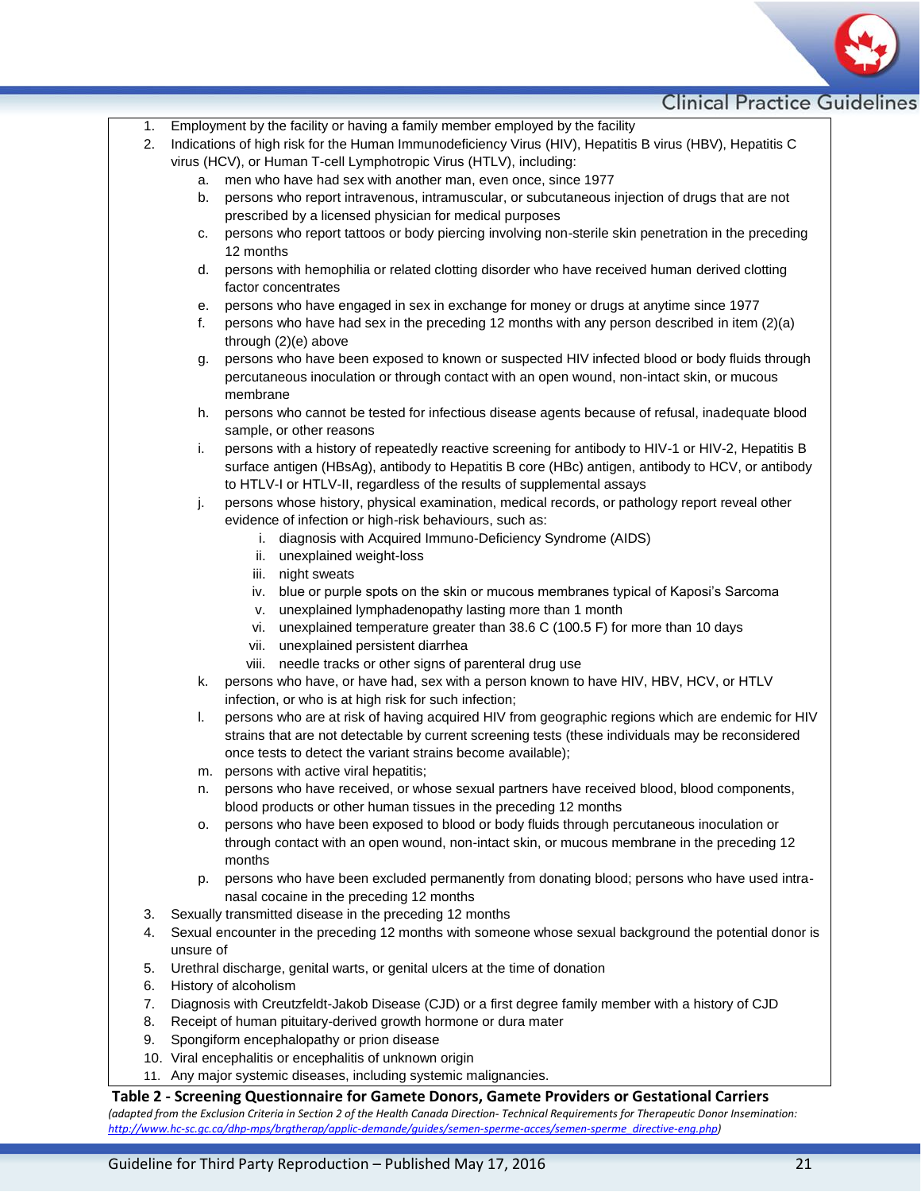1. Employment by the facility or having a family member employed by the facility
2. Indications of high risk for the Human Immunodeficiency Virus (HIV), Hepatitis B virus (HBV), Hepatitis C virus (HCV), or Human T-cell Lymphotropic Virus (HTLV), including:
    a. men who have had sex with another man, even once, since 1977
    b. persons who report intravenous, intramuscular, or subcutaneous injection of drugs that are not prescribed by a licensed physician for medical purposes
    c. persons who report tattoos or body piercing involving non-sterile skin penetration in the preceding 12 months
    d. persons with hemophilia or related clotting disorder who have received human derived clotting factor concentrates
    e. persons who have engaged in sex in exchange for money or drugs at anytime since 1977
    f. persons who have had sex in the preceding 12 months with any person described in item (2)(a) through (2)(e) above
    g. persons who have been exposed to known or suspected HIV infected blood or body fluids through percutaneous inoculation or through contact with an open wound, non-intact skin, or mucous membrane
    h. persons who cannot be tested for infectious disease agents because of refusal, inadequate blood sample, or other reasons
    i. persons with a history of repeatedly reactive screening for antibody to HIV-1 or HIV-2, Hepatitis B surface antigen (HBsAg), antibody to Hepatitis B core (HBc) antigen, antibody to HCV, or antibody to HTLV-I or HTLV-II, regardless of the results of supplemental assays
    j. persons whose history, physical examination, medical records, or pathology report reveal other evidence of infection or high-risk behaviours, such as:
        i. diagnosis with Acquired Immuno-Deficiency Syndrome (AIDS)
        ii. unexplained weight-loss
        iii. night sweats
        iv. blue or purple spots on the skin or mucous membranes typical of Kaposi's Sarcoma
        v. unexplained lymphadenopathy lasting more than 1 month
        vi. unexplained temperature greater than 38.6 C (100.5 F) for more than 10 days
        vii. unexplained persistent diarrhea
        viii. needle tracks or other signs of parenteral drug use
    k. persons who have, or have had, sex with a person known to have HIV, HBV, HCV, or HTLV infection, or who is at high risk for such infection;
    l. persons who are at risk of having acquired HIV from geographic regions which are endemic for HIV strains that are not detectable by current screening tests (these individuals may be reconsidered once tests to detect the variant strains become available);
    m. persons with active viral hepatitis;
    n. persons who have received, or whose sexual partners have received blood, blood components, blood products or other human tissues in the preceding 12 months
    o. persons who have been exposed to blood or body fluids through percutaneous inoculation or through contact with an open wound, non-intact skin, or mucous membrane in the preceding 12 months
    p. persons who have been excluded permanently from donating blood; persons who have used intra-nasal cocaine in the preceding 12 months
3. Sexually transmitted disease in the preceding 12 months
4. Sexual encounter in the preceding 12 months with someone whose sexual background the potential donor is unsure of
5. Urethral discharge, genital warts, or genital ulcers at the time of donation
6. History of alcoholism
7. Diagnosis with Creutzfeldt-Jakob Disease (CJD) or a first degree family member with a history of CJD
8. Receipt of human pituitary-derived growth hormone or dura mater
9. Spongiform encephalopathy or prion disease
10. Viral encephalitis or encephalitis of unknown origin
11. Any major systemic diseases, including systemic malignancies.

**Table 2 - Screening Questionnaire for Gamete Donors, Gamete Providers or Gestational Carriers**

*(adapted from the Exclusion Criteria in Section 2 of the Health Canada Direction- Technical Requirements for Therapeutic Donor Insemination: http://www.hc-sc.gc.ca/dhp-mps/brgtherap/applic-demande/guides/semen-sperme-acces/semen-sperme_directive-eng.php)*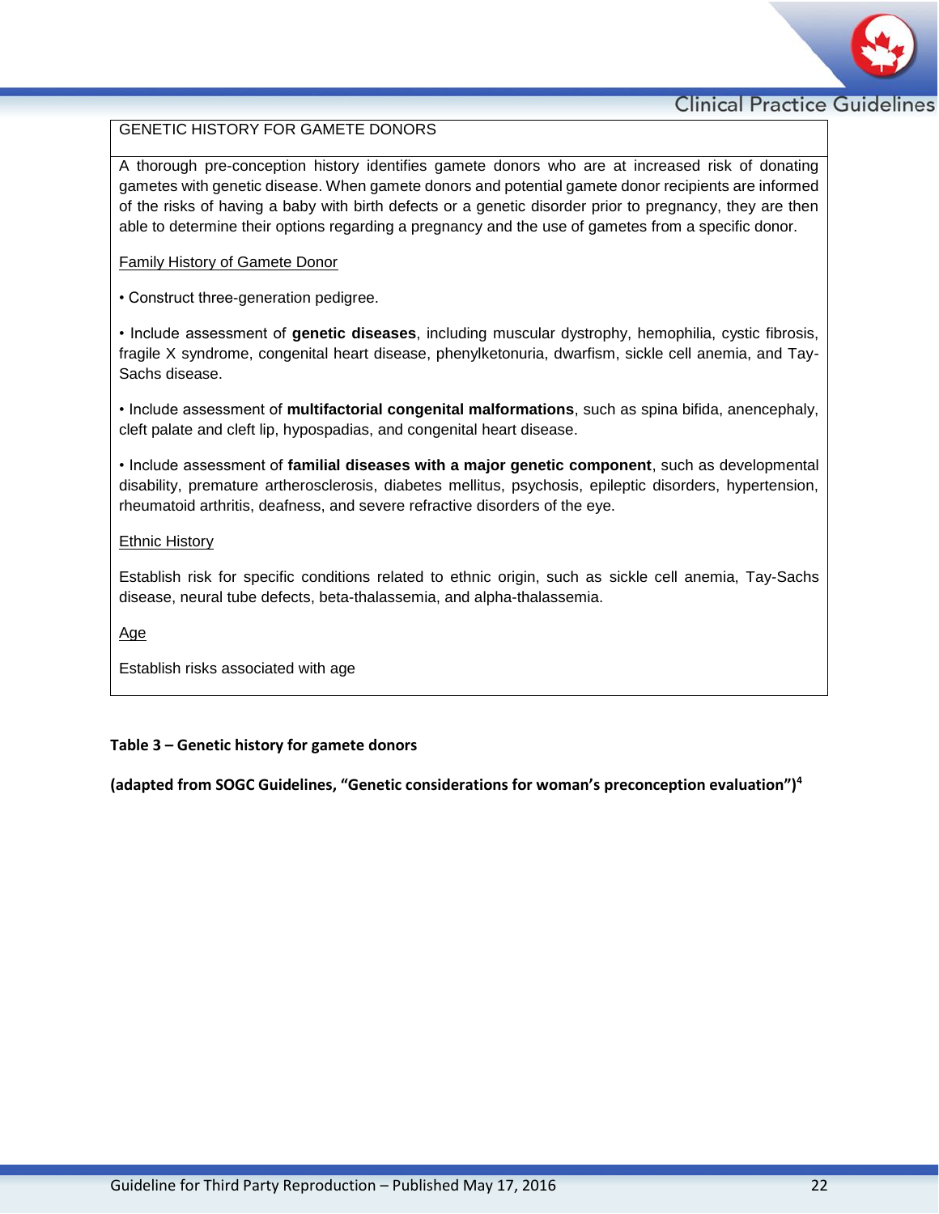| GENETIC HISTORY FOR GAMETE DONORS |
|---|
| A thorough pre-conception history identifies gamete donors who are at increased risk of donating gametes with genetic disease. When gamete donors and potential gamete donor recipients are informed of the risks of having a baby with birth defects or a genetic disorder prior to pregnancy, they are then able to determine their options regarding a pregnancy and the use of gametes from a specific donor.<br><br>Family History of Gamete Donor<br><br>• Construct three-generation pedigree.<br><br>• Include assessment of **genetic diseases**, including muscular dystrophy, hemophilia, cystic fibrosis, fragile X syndrome, congenital heart disease, phenylketonuria, dwarfism, sickle cell anemia, and Tay-Sachs disease.<br><br>• Include assessment of **multifactorial congenital malformations**, such as spina bifida, anencephaly, cleft palate and cleft lip, hypospadias, and congenital heart disease.<br><br>• Include assessment of **familial diseases with a major genetic component**, such as developmental disability, premature artherosclerosis, diabetes mellitus, psychosis, epileptic disorders, hypertension, rheumatoid arthritis, deafness, and severe refractive disorders of the eye.<br><br>Ethnic History<br><br>Establish risk for specific conditions related to ethnic origin, such as sickle cell anemia, Tay-Sachs disease, neural tube defects, beta-thalassemia, and alpha-thalassemia.<br><br>Age<br><br>Establish risks associated with age |

**Table 3 – Genetic history for gamete donors**

**(adapted from SOGC Guidelines, "Genetic considerations for woman's preconception evaluation")[4]**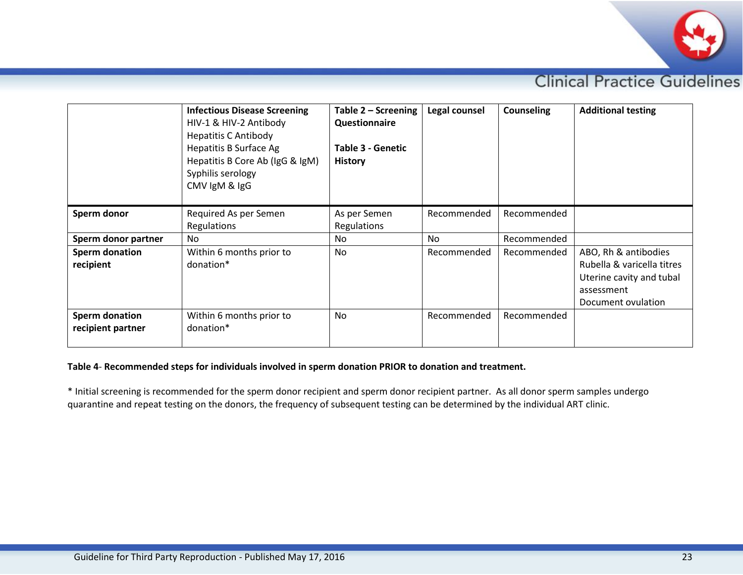| | **Infectious Disease Screening**<br>HIV-1 & HIV-2 Antibody<br>Hepatitis C Antibody<br>Hepatitis B Surface Ag<br>Hepatitis B Core Ab (IgG & IgM)<br>Syphilis serology<br>CMV IgM & IgG | **Table 2 – Screening Questionnaire**<br><br>**Table 3 - Genetic History** | **Legal counsel** | **Counseling** | **Additional testing** |
|---|---|---|---|---|---|
| **Sperm donor** | Required As per Semen Regulations | As per Semen Regulations | Recommended | Recommended | |
| **Sperm donor partner** | No | No | No | Recommended | |
| **Sperm donation recipient** | Within 6 months prior to donation* | No | Recommended | Recommended | ABO, Rh & antibodies<br>Rubella & varicella titres<br>Uterine cavity and tubal assessment<br>Document ovulation |
| **Sperm donation recipient partner** | Within 6 months prior to donation* | No | Recommended | Recommended | |

**Table 4- Recommended steps for individuals involved in sperm donation PRIOR to donation and treatment.**

* Initial screening is recommended for the sperm donor recipient and sperm donor recipient partner. As all donor sperm samples undergo quarantine and repeat testing on the donors, the frequency of subsequent testing can be determined by the individual ART clinic.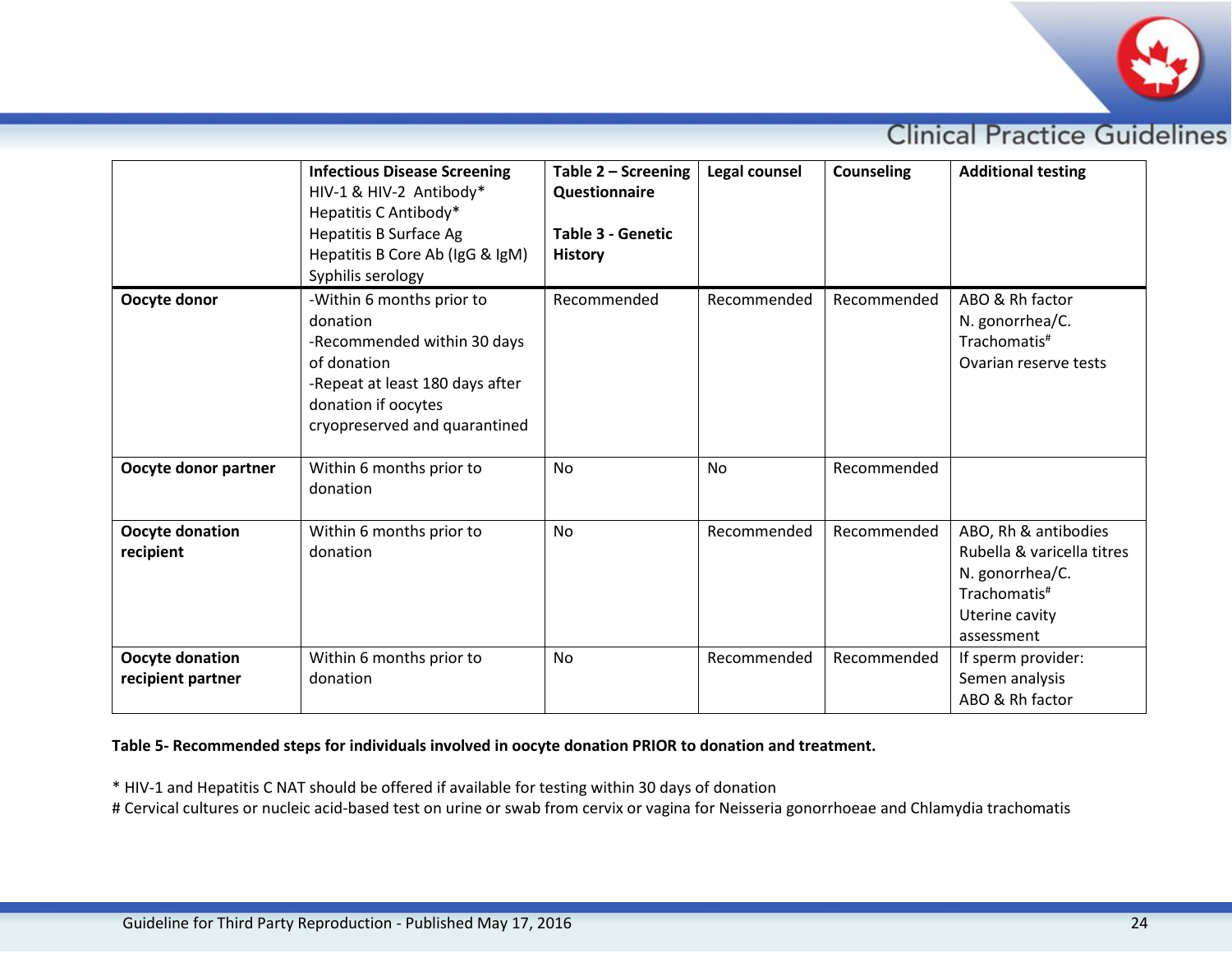| | **Infectious Disease Screening** HIV-1 & HIV-2 Antibody* Hepatitis C Antibody* Hepatitis B Surface Ag Hepatitis B Core Ab (IgG & IgM) Syphilis serology | **Table 2 – Screening Questionnaire** **Table 3 - Genetic History** | **Legal counsel** | **Counseling** | **Additional testing** |
|---|---|---|---|---|---|
| **Oocyte donor** | -Within 6 months prior to donation -Recommended within 30 days of donation -Repeat at least 180 days after donation if oocytes cryopreserved and quarantined | Recommended | Recommended | Recommended | ABO & Rh factor N. gonorrhea/C. Trachomatis# Ovarian reserve tests |
| **Oocyte donor partner** | Within 6 months prior to donation | No | No | Recommended | |
| **Oocyte donation recipient** | Within 6 months prior to donation | No | Recommended | Recommended | ABO, Rh & antibodies Rubella & varicella titres N. gonorrhea/C. Trachomatis# Uterine cavity assessment |
| **Oocyte donation recipient partner** | Within 6 months prior to donation | No | Recommended | Recommended | If sperm provider: Semen analysis ABO & Rh factor |

**Table 5- Recommended steps for individuals involved in oocyte donation PRIOR to donation and treatment.**

* HIV-1 and Hepatitis C NAT should be offered if available for testing within 30 days of donation
# Cervical cultures or nucleic acid-based test on urine or swab from cervix or vagina for Neisseria gonorrhoeae and Chlamydia trachomatis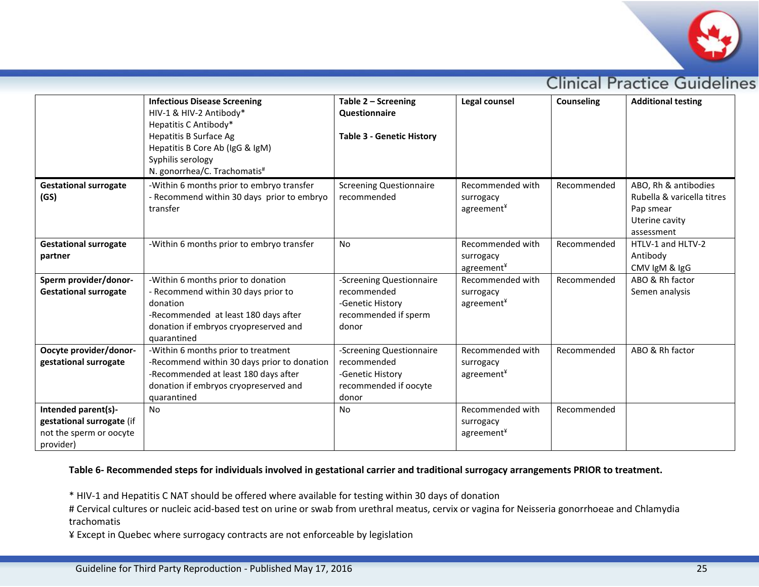| | **Infectious Disease Screening**<br>HIV-1 & HIV-2 Antibody*<br>Hepatitis C Antibody*<br>Hepatitis B Surface Ag<br>Hepatitis B Core Ab (IgG & IgM)<br>Syphilis serology<br>N. gonorrhea/C. Trachomatis# | **Table 2 – Screening Questionnaire**<br><br>**Table 3 - Genetic History** | **Legal counsel** | **Counseling** | **Additional testing** |
|---|---|---|---|---|---|
| **Gestational surrogate (GS)** | -Within 6 months prior to embryo transfer<br>- Recommend within 30 days prior to embryo transfer | Screening Questionnaire recommended | Recommended with surrogacy agreement¥ | Recommended | ABO, Rh & antibodies<br>Rubella & varicella titres<br>Pap smear<br>Uterine cavity assessment |
| **Gestational surrogate partner** | -Within 6 months prior to embryo transfer | No | Recommended with surrogacy agreement¥ | Recommended | HTLV-1 and HLTV-2 Antibody<br>CMV IgM & IgG |
| **Sperm provider/donor-Gestational surrogate** | -Within 6 months prior to donation<br>- Recommend within 30 days prior to donation<br>-Recommended at least 180 days after donation if embryos cryopreserved and quarantined | -Screening Questionnaire recommended<br>-Genetic History recommended if sperm donor | Recommended with surrogacy agreement¥ | Recommended | ABO & Rh factor<br>Semen analysis |
| **Oocyte provider/donor-gestational surrogate** | -Within 6 months prior to treatment<br>-Recommend within 30 days prior to donation<br>-Recommended at least 180 days after donation if embryos cryopreserved and quarantined | -Screening Questionnaire recommended<br>-Genetic History recommended if oocyte donor | Recommended with surrogacy agreement¥ | Recommended | ABO & Rh factor |
| **Intended parent(s)-gestational surrogate** (if not the sperm or oocyte provider) | No | No | Recommended with surrogacy agreement¥ | Recommended | |

**Table 6- Recommended steps for individuals involved in gestational carrier and traditional surrogacy arrangements PRIOR to treatment.**

* HIV-1 and Hepatitis C NAT should be offered where available for testing within 30 days of donation

# Cervical cultures or nucleic acid-based test on urine or swab from urethral meatus, cervix or vagina for Neisseria gonorrhoeae and Chlamydia trachomatis

¥ Except in Quebec where surrogacy contracts are not enforceable by legislation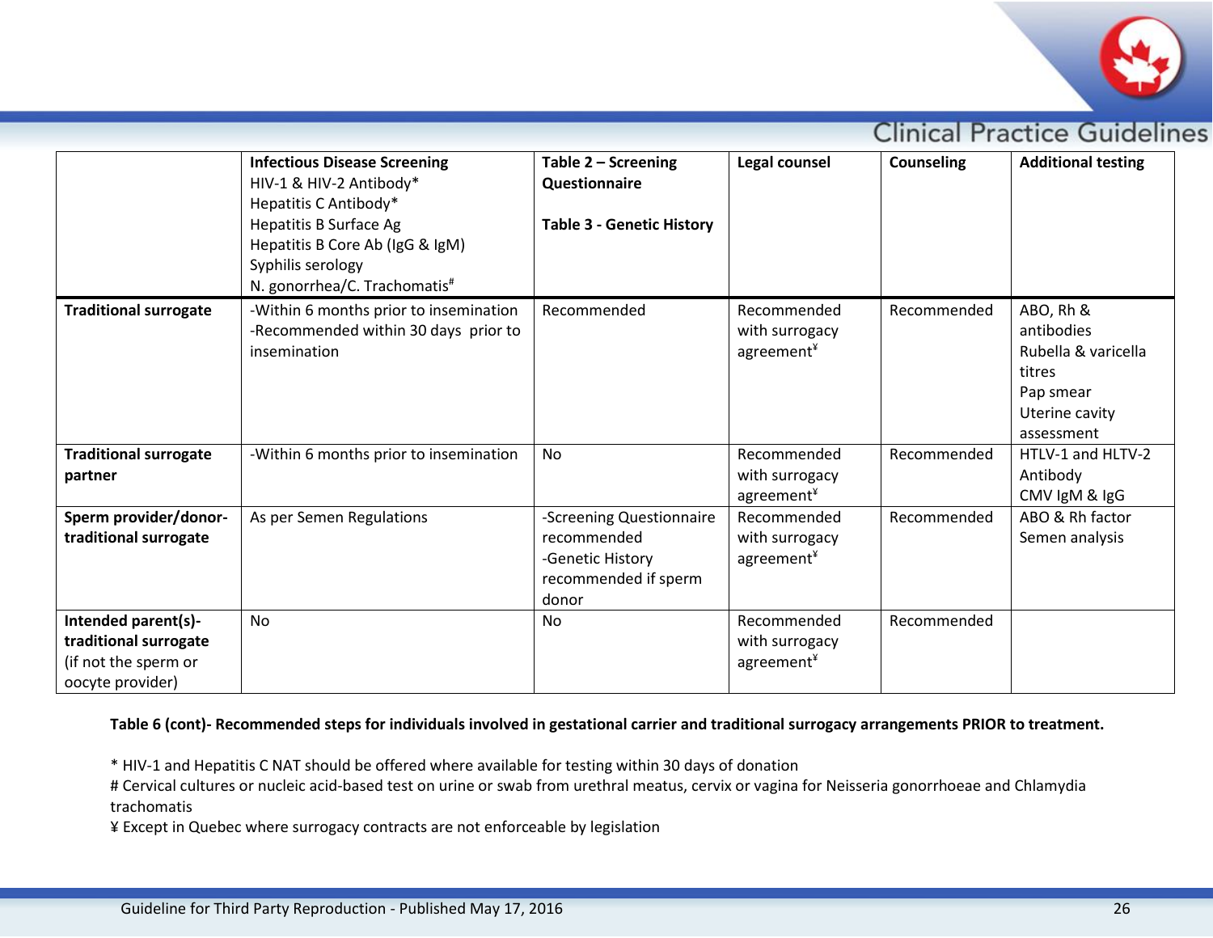| | **Infectious Disease Screening**<br>HIV-1 & HIV-2 Antibody*<br>Hepatitis C Antibody*<br>Hepatitis B Surface Ag<br>Hepatitis B Core Ab (IgG & IgM)<br>Syphilis serology<br>N. gonorrhea/C. Trachomatis# | **Table 2 – Screening Questionnaire**<br><br>**Table 3 - Genetic History** | **Legal counsel** | **Counseling** | **Additional testing** |
|---|---|---|---|---|---|
| **Traditional surrogate** | -Within 6 months prior to insemination<br>-Recommended within 30 days prior to insemination | Recommended | Recommended with surrogacy agreement¥ | Recommended | ABO, Rh & antibodies<br>Rubella & varicella titres<br>Pap smear<br>Uterine cavity assessment |
| **Traditional surrogate partner** | -Within 6 months prior to insemination | No | Recommended with surrogacy agreement¥ | Recommended | HTLV-1 and HLTV-2 Antibody<br>CMV IgM & IgG |
| **Sperm provider/donor-traditional surrogate** | As per Semen Regulations | -Screening Questionnaire recommended<br>-Genetic History recommended if sperm donor | Recommended with surrogacy agreement¥ | Recommended | ABO & Rh factor<br>Semen analysis |
| **Intended parent(s)-traditional surrogate** (if not the sperm or oocyte provider) | No | No | Recommended with surrogacy agreement¥ | Recommended | |

**Table 6 (cont)- Recommended steps for individuals involved in gestational carrier and traditional surrogacy arrangements PRIOR to treatment.**

* HIV-1 and Hepatitis C NAT should be offered where available for testing within 30 days of donation

# Cervical cultures or nucleic acid-based test on urine or swab from urethral meatus, cervix or vagina for Neisseria gonorrhoeae and Chlamydia trachomatis

¥ Except in Quebec where surrogacy contracts are not enforceable by legislation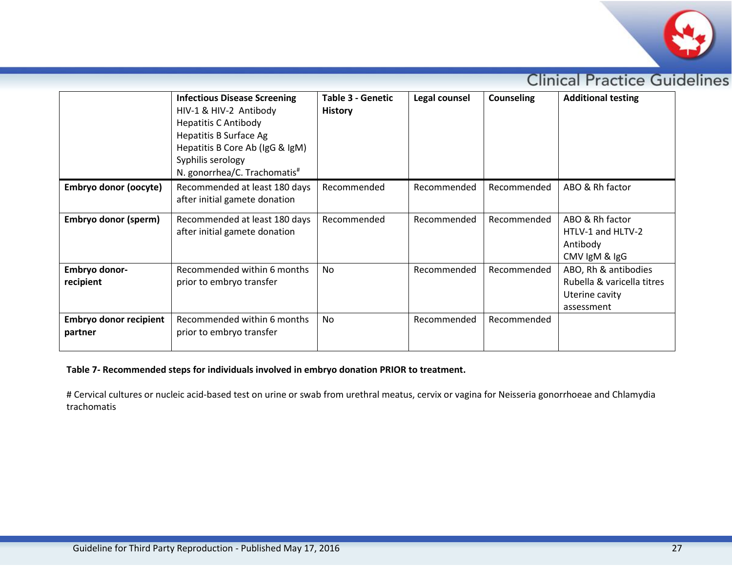| | **Infectious Disease Screening**<br>HIV-1 & HIV-2 Antibody<br>Hepatitis C Antibody<br>Hepatitis B Surface Ag<br>Hepatitis B Core Ab (IgG & IgM)<br>Syphilis serology<br>N. gonorrhea/C. Trachomatis[#] | **Table 3 - Genetic History** | **Legal counsel** | **Counseling** | **Additional testing** |
|---|---|---|---|---|---|
| **Embryo donor (oocyte)** | Recommended at least 180 days after initial gamete donation | Recommended | Recommended | Recommended | ABO & Rh factor |
| **Embryo donor (sperm)** | Recommended at least 180 days after initial gamete donation | Recommended | Recommended | Recommended | ABO & Rh factor<br>HTLV-1 and HLTV-2 Antibody<br>CMV IgM & IgG |
| **Embryo donor-recipient** | Recommended within 6 months prior to embryo transfer | No | Recommended | Recommended | ABO, Rh & antibodies<br>Rubella & varicella titres<br>Uterine cavity assessment |
| **Embryo donor recipient partner** | Recommended within 6 months prior to embryo transfer | No | Recommended | Recommended | |

**Table 7- Recommended steps for individuals involved in embryo donation PRIOR to treatment.**

# Cervical cultures or nucleic acid-based test on urine or swab from urethral meatus, cervix or vagina for Neisseria gonorrhoeae and Chlamydia trachomatis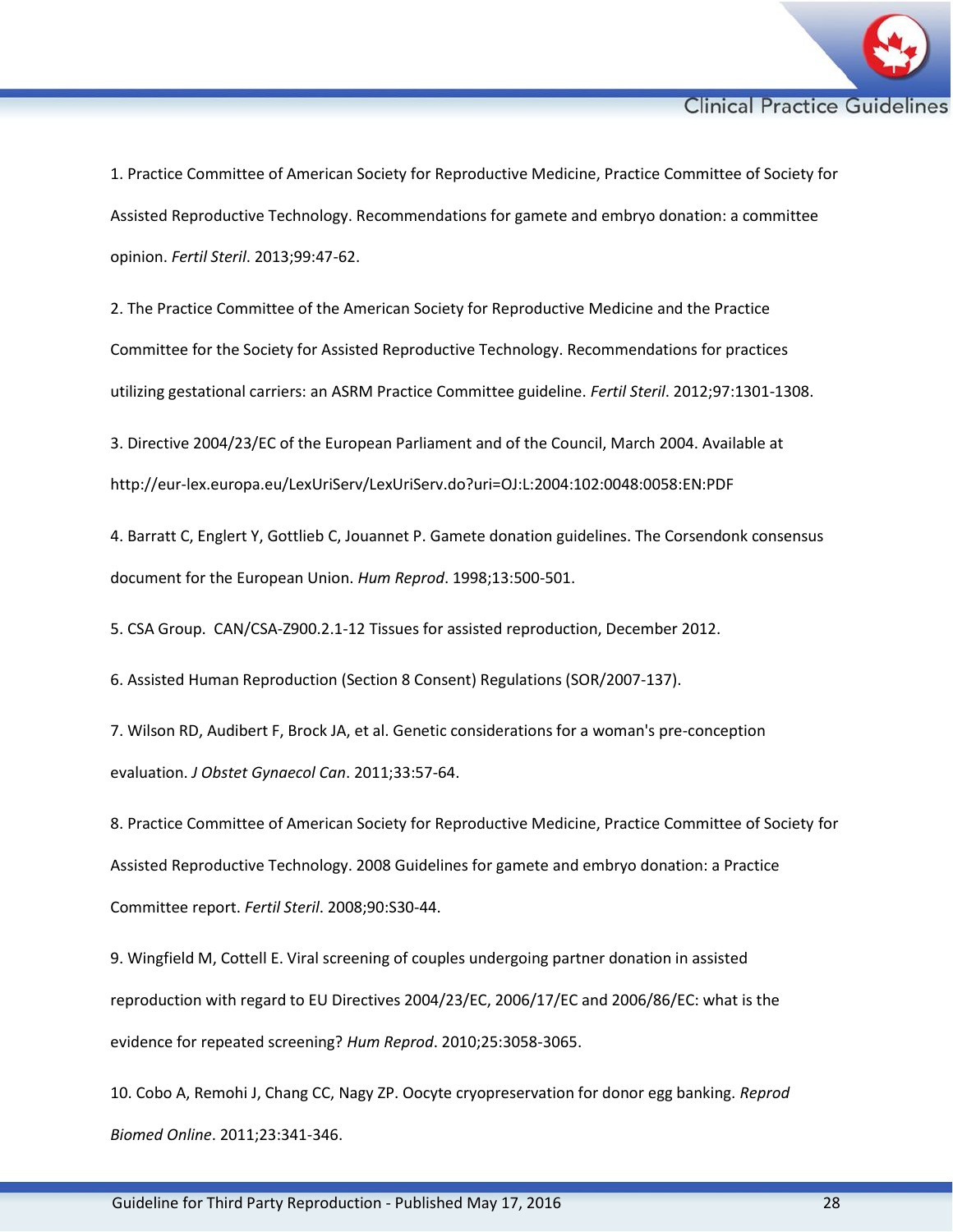1. Practice Committee of American Society for Reproductive Medicine, Practice Committee of Society for Assisted Reproductive Technology. Recommendations for gamete and embryo donation: a committee opinion. *Fertil Steril*. 2013;99:47-62.

2. The Practice Committee of the American Society for Reproductive Medicine and the Practice Committee for the Society for Assisted Reproductive Technology. Recommendations for practices utilizing gestational carriers: an ASRM Practice Committee guideline. *Fertil Steril*. 2012;97:1301-1308.

3. Directive 2004/23/EC of the European Parliament and of the Council, March 2004. Available at http://eur-lex.europa.eu/LexUriServ/LexUriServ.do?uri=OJ:L:2004:102:0048:0058:EN:PDF

4. Barratt C, Englert Y, Gottlieb C, Jouannet P. Gamete donation guidelines. The Corsendonk consensus document for the European Union. *Hum Reprod*. 1998;13:500-501.

5. CSA Group. CAN/CSA-Z900.2.1-12 Tissues for assisted reproduction, December 2012.

6. Assisted Human Reproduction (Section 8 Consent) Regulations (SOR/2007-137).

7. Wilson RD, Audibert F, Brock JA, et al. Genetic considerations for a woman's pre-conception evaluation. *J Obstet Gynaecol Can*. 2011;33:57-64.

8. Practice Committee of American Society for Reproductive Medicine, Practice Committee of Society for Assisted Reproductive Technology. 2008 Guidelines for gamete and embryo donation: a Practice Committee report. *Fertil Steril*. 2008;90:S30-44.

9. Wingfield M, Cottell E. Viral screening of couples undergoing partner donation in assisted reproduction with regard to EU Directives 2004/23/EC, 2006/17/EC and 2006/86/EC: what is the evidence for repeated screening? *Hum Reprod*. 2010;25:3058-3065.

10. Cobo A, Remohi J, Chang CC, Nagy ZP. Oocyte cryopreservation for donor egg banking. *Reprod Biomed Online*. 2011;23:341-346.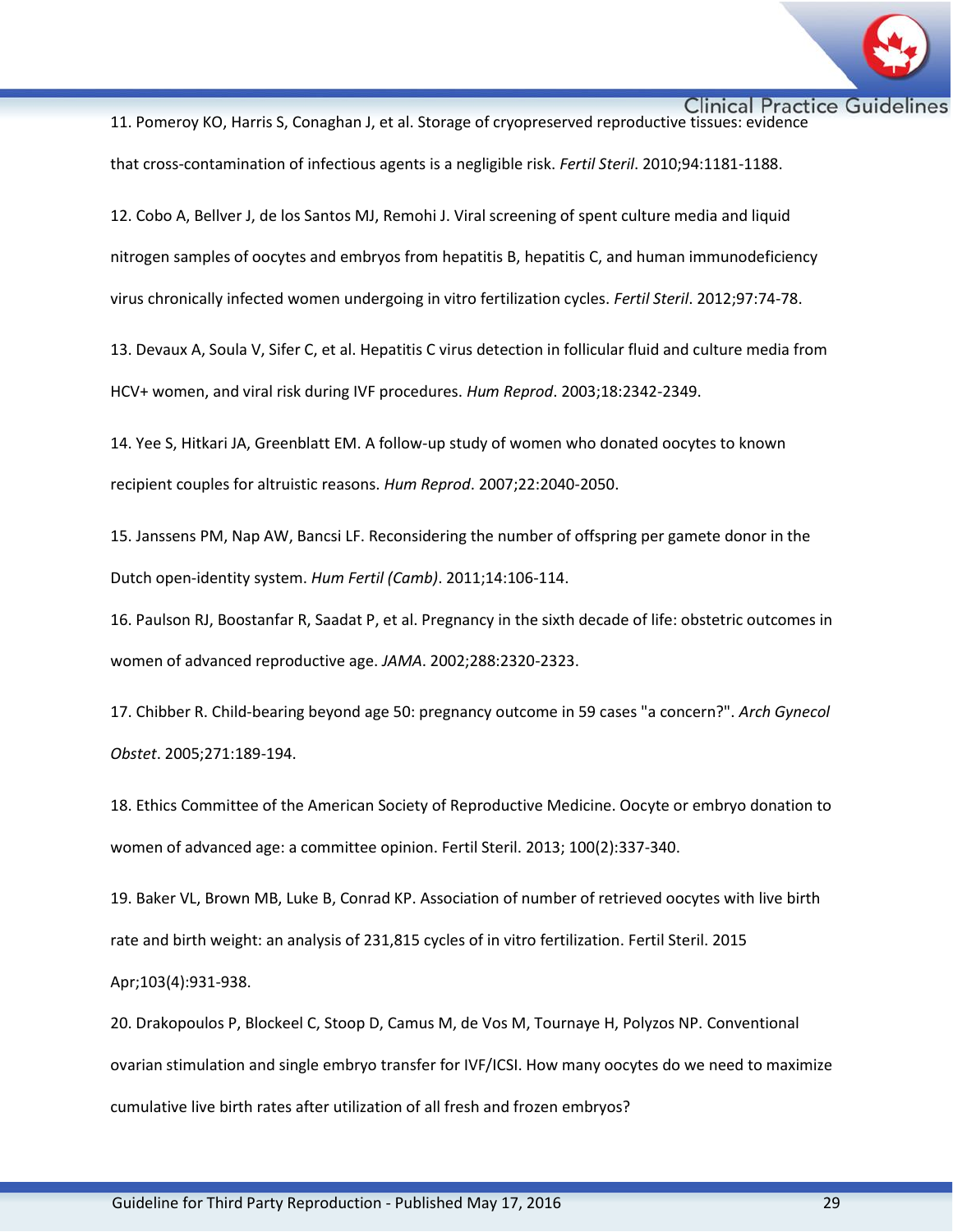11. Pomeroy KO, Harris S, Conaghan J, et al. Storage of cryopreserved reproductive tissues: evidence that cross-contamination of infectious agents is a negligible risk. *Fertil Steril*. 2010;94:1181-1188.

12. Cobo A, Bellver J, de los Santos MJ, Remohi J. Viral screening of spent culture media and liquid nitrogen samples of oocytes and embryos from hepatitis B, hepatitis C, and human immunodeficiency virus chronically infected women undergoing in vitro fertilization cycles. *Fertil Steril*. 2012;97:74-78.

13. Devaux A, Soula V, Sifer C, et al. Hepatitis C virus detection in follicular fluid and culture media from HCV+ women, and viral risk during IVF procedures. *Hum Reprod*. 2003;18:2342-2349.

14. Yee S, Hitkari JA, Greenblatt EM. A follow-up study of women who donated oocytes to known recipient couples for altruistic reasons. *Hum Reprod*. 2007;22:2040-2050.

15. Janssens PM, Nap AW, Bancsi LF. Reconsidering the number of offspring per gamete donor in the Dutch open-identity system. *Hum Fertil (Camb)*. 2011;14:106-114.

16. Paulson RJ, Boostanfar R, Saadat P, et al. Pregnancy in the sixth decade of life: obstetric outcomes in women of advanced reproductive age. *JAMA*. 2002;288:2320-2323.

17. Chibber R. Child-bearing beyond age 50: pregnancy outcome in 59 cases "a concern?". *Arch Gynecol Obstet*. 2005;271:189-194.

18. Ethics Committee of the American Society of Reproductive Medicine. Oocyte or embryo donation to women of advanced age: a committee opinion. Fertil Steril. 2013; 100(2):337-340.

19. Baker VL, Brown MB, Luke B, Conrad KP. Association of number of retrieved oocytes with live birth rate and birth weight: an analysis of 231,815 cycles of in vitro fertilization. Fertil Steril. 2015 Apr;103(4):931-938.

20. Drakopoulos P, Blockeel C, Stoop D, Camus M, de Vos M, Tournaye H, Polyzos NP. Conventional ovarian stimulation and single embryo transfer for IVF/ICSI. How many oocytes do we need to maximize cumulative live birth rates after utilization of all fresh and frozen embryos?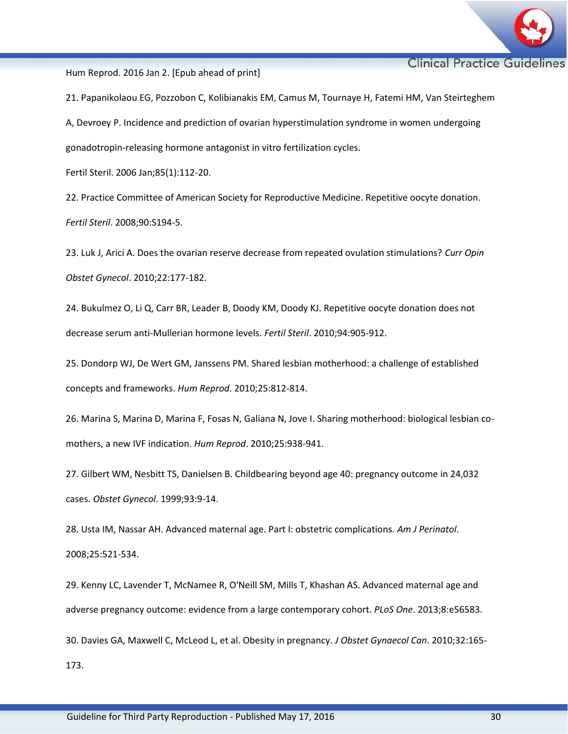Hum Reprod. 2016 Jan 2. [Epub ahead of print]

21. Papanikolaou EG, Pozzobon C, Kolibianakis EM, Camus M, Tournaye H, Fatemi HM, Van Steirteghem A, Devroey P. Incidence and prediction of ovarian hyperstimulation syndrome in women undergoing gonadotropin-releasing hormone antagonist in vitro fertilization cycles.

Fertil Steril. 2006 Jan;85(1):112-20.

22. Practice Committee of American Society for Reproductive Medicine. Repetitive oocyte donation. *Fertil Steril*. 2008;90:S194-5.

23. Luk J, Arici A. Does the ovarian reserve decrease from repeated ovulation stimulations? *Curr Opin Obstet Gynecol*. 2010;22:177-182.

24. Bukulmez O, Li Q, Carr BR, Leader B, Doody KM, Doody KJ. Repetitive oocyte donation does not decrease serum anti-Mullerian hormone levels. *Fertil Steril*. 2010;94:905-912.

25. Dondorp WJ, De Wert GM, Janssens PM. Shared lesbian motherhood: a challenge of established concepts and frameworks. *Hum Reprod*. 2010;25:812-814.

26. Marina S, Marina D, Marina F, Fosas N, Galiana N, Jove I. Sharing motherhood: biological lesbian co-mothers, a new IVF indication. *Hum Reprod*. 2010;25:938-941.

27. Gilbert WM, Nesbitt TS, Danielsen B. Childbearing beyond age 40: pregnancy outcome in 24,032 cases. *Obstet Gynecol*. 1999;93:9-14.

28. Usta IM, Nassar AH. Advanced maternal age. Part I: obstetric complications. *Am J Perinatol*. 2008;25:521-534.

29. Kenny LC, Lavender T, McNamee R, O'Neill SM, Mills T, Khashan AS. Advanced maternal age and adverse pregnancy outcome: evidence from a large contemporary cohort. *PLoS One*. 2013;8:e56583.

30. Davies GA, Maxwell C, McLeod L, et al. Obesity in pregnancy. *J Obstet Gynaecol Can*. 2010;32:165-173.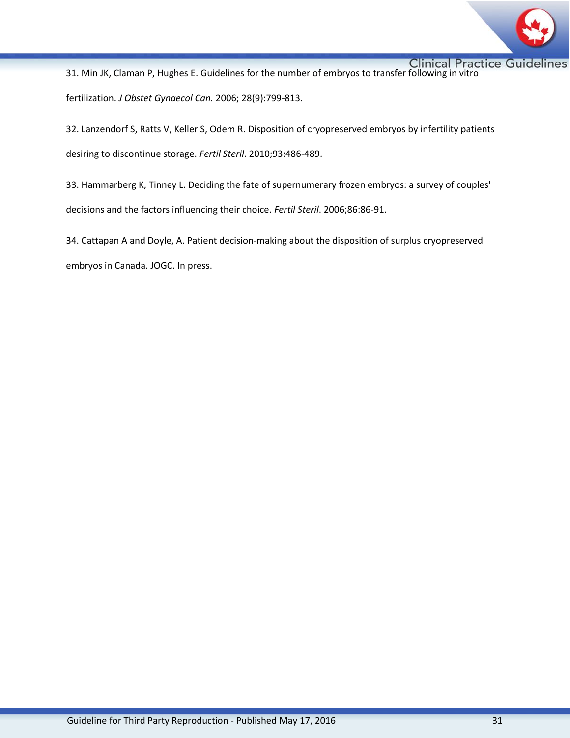31. Min JK, Claman P, Hughes E. Guidelines for the number of embryos to transfer following in vitro fertilization. *J Obstet Gynaecol Can.* 2006; 28(9):799-813.

32. Lanzendorf S, Ratts V, Keller S, Odem R. Disposition of cryopreserved embryos by infertility patients desiring to discontinue storage. *Fertil Steril*. 2010;93:486-489.

33. Hammarberg K, Tinney L. Deciding the fate of supernumerary frozen embryos: a survey of couples' decisions and the factors influencing their choice. *Fertil Steril*. 2006;86:86-91.

34. Cattapan A and Doyle, A. Patient decision-making about the disposition of surplus cryopreserved embryos in Canada. JOGC. In press.